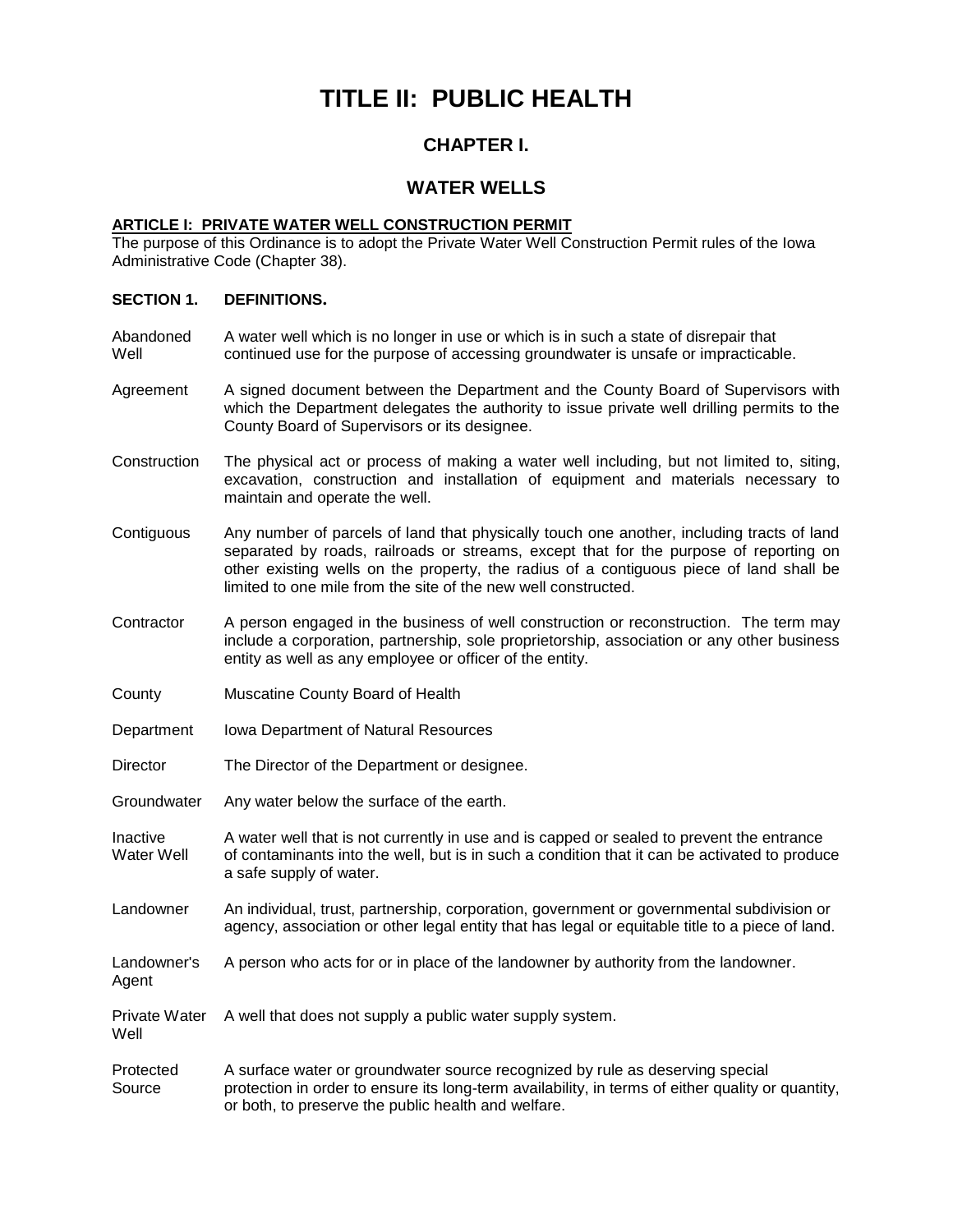# TITLE II: PUBLIC HEALTH

## CHAPTER I.

## WATER WELLS

**ARTICLE I: PRIVATE WATER WELL CONSTRUCTION PERMIT**

The purpose of this Ordinance is to adopt the Private Water Well Construction Permit rules of the Iowa Administrative Code (Chapter 38).

**SECTION 1. DEFINITIONS.**

| | |
|---|---|
| Abandoned Well | A water well which is no longer in use or which is in such a state of disrepair that continued use for the purpose of accessing groundwater is unsafe or impracticable. |
| Agreement | A signed document between the Department and the County Board of Supervisors with which the Department delegates the authority to issue private well drilling permits to the County Board of Supervisors or its designee. |
| Construction | The physical act or process of making a water well including, but not limited to, siting, excavation, construction and installation of equipment and materials necessary to maintain and operate the well. |
| Contiguous | Any number of parcels of land that physically touch one another, including tracts of land separated by roads, railroads or streams, except that for the purpose of reporting on other existing wells on the property, the radius of a contiguous piece of land shall be limited to one mile from the site of the new well constructed. |
| Contractor | A person engaged in the business of well construction or reconstruction. The term may include a corporation, partnership, sole proprietorship, association or any other business entity as well as any employee or officer of the entity. |
| County | Muscatine County Board of Health |
| Department | Iowa Department of Natural Resources |
| Director | The Director of the Department or designee. |
| Groundwater | Any water below the surface of the earth. |
| Inactive Water Well | A water well that is not currently in use and is capped or sealed to prevent the entrance of contaminants into the well, but is in such a condition that it can be activated to produce a safe supply of water. |
| Landowner | An individual, trust, partnership, corporation, government or governmental subdivision or agency, association or other legal entity that has legal or equitable title to a piece of land. |
| Landowner's Agent | A person who acts for or in place of the landowner by authority from the landowner. |
| Private Water Well | A well that does not supply a public water supply system. |
| Protected Source | A surface water or groundwater source recognized by rule as deserving special protection in order to ensure its long-term availability, in terms of either quality or quantity, or both, to preserve the public health and welfare. |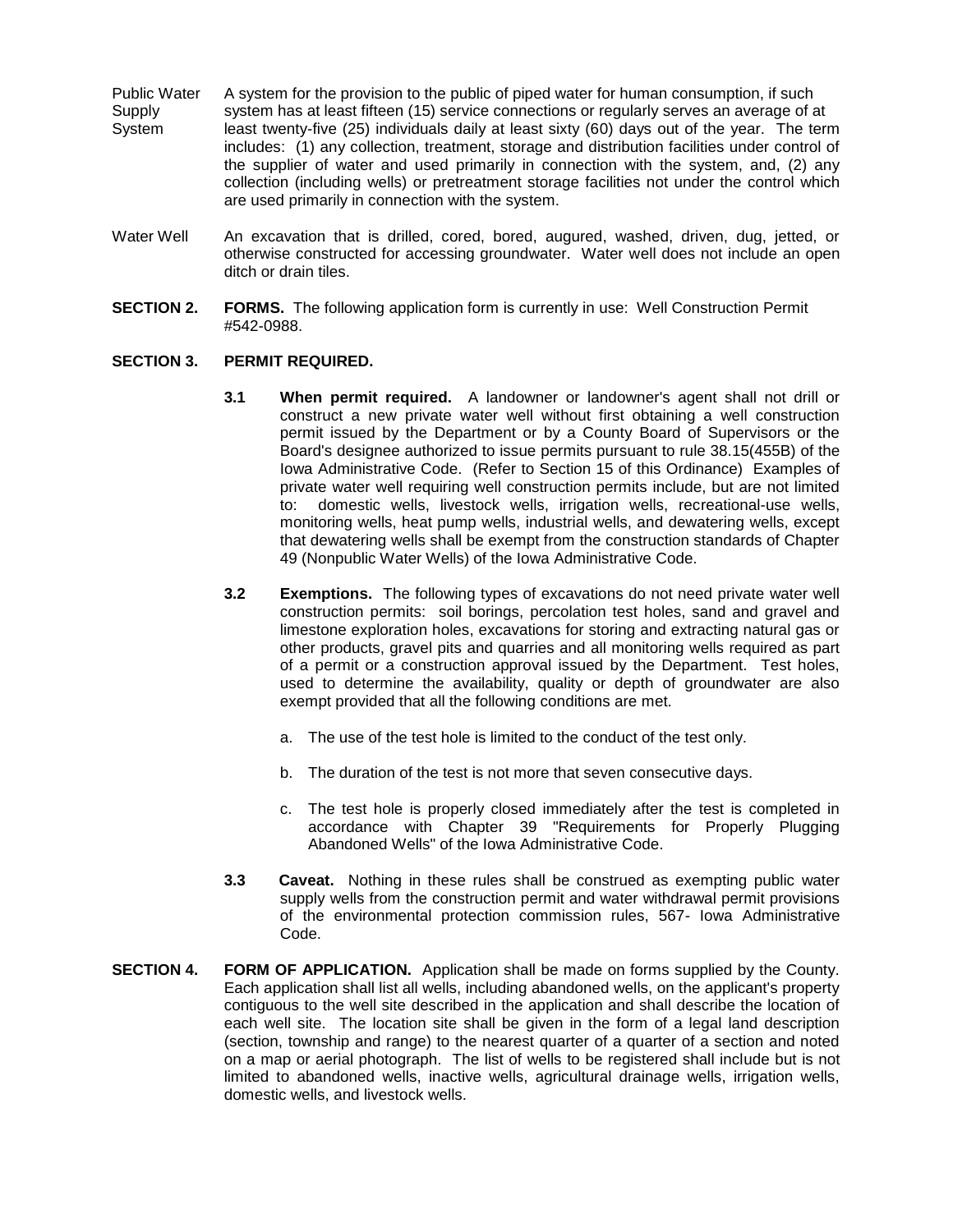**Public Water Supply System** — A system for the provision to the public of piped water for human consumption, if such system has at least fifteen (15) service connections or regularly serves an average of at least twenty-five (25) individuals daily at least sixty (60) days out of the year. The term includes: (1) any collection, treatment, storage and distribution facilities under control of the supplier of water and used primarily in connection with the system, and, (2) any collection (including wells) or pretreatment storage facilities not under the control which are used primarily in connection with the system.

**Water Well** — An excavation that is drilled, cored, bored, augured, washed, driven, dug, jetted, or otherwise constructed for accessing groundwater. Water well does not include an open ditch or drain tiles.

**SECTION 2. FORMS.** The following application form is currently in use: Well Construction Permit #542-0988.

**SECTION 3. PERMIT REQUIRED.**

**3.1 When permit required.** A landowner or landowner's agent shall not drill or construct a new private water well without first obtaining a well construction permit issued by the Department or by a County Board of Supervisors or the Board's designee authorized to issue permits pursuant to rule 38.15(455B) of the Iowa Administrative Code. (Refer to Section 15 of this Ordinance) Examples of private water well requiring well construction permits include, but are not limited to: domestic wells, livestock wells, irrigation wells, recreational-use wells, monitoring wells, heat pump wells, industrial wells, and dewatering wells, except that dewatering wells shall be exempt from the construction standards of Chapter 49 (Nonpublic Water Wells) of the Iowa Administrative Code.

**3.2 Exemptions.** The following types of excavations do not need private water well construction permits: soil borings, percolation test holes, sand and gravel and limestone exploration holes, excavations for storing and extracting natural gas or other products, gravel pits and quarries and all monitoring wells required as part of a permit or a construction approval issued by the Department. Test holes, used to determine the availability, quality or depth of groundwater are also exempt provided that all the following conditions are met.

a. The use of the test hole is limited to the conduct of the test only.

b. The duration of the test is not more that seven consecutive days.

c. The test hole is properly closed immediately after the test is completed in accordance with Chapter 39 "Requirements for Properly Plugging Abandoned Wells" of the Iowa Administrative Code.

**3.3 Caveat.** Nothing in these rules shall be construed as exempting public water supply wells from the construction permit and water withdrawal permit provisions of the environmental protection commission rules, 567- Iowa Administrative Code.

**SECTION 4. FORM OF APPLICATION.** Application shall be made on forms supplied by the County. Each application shall list all wells, including abandoned wells, on the applicant's property contiguous to the well site described in the application and shall describe the location of each well site. The location site shall be given in the form of a legal land description (section, township and range) to the nearest quarter of a quarter of a section and noted on a map or aerial photograph. The list of wells to be registered shall include but is not limited to abandoned wells, inactive wells, agricultural drainage wells, irrigation wells, domestic wells, and livestock wells.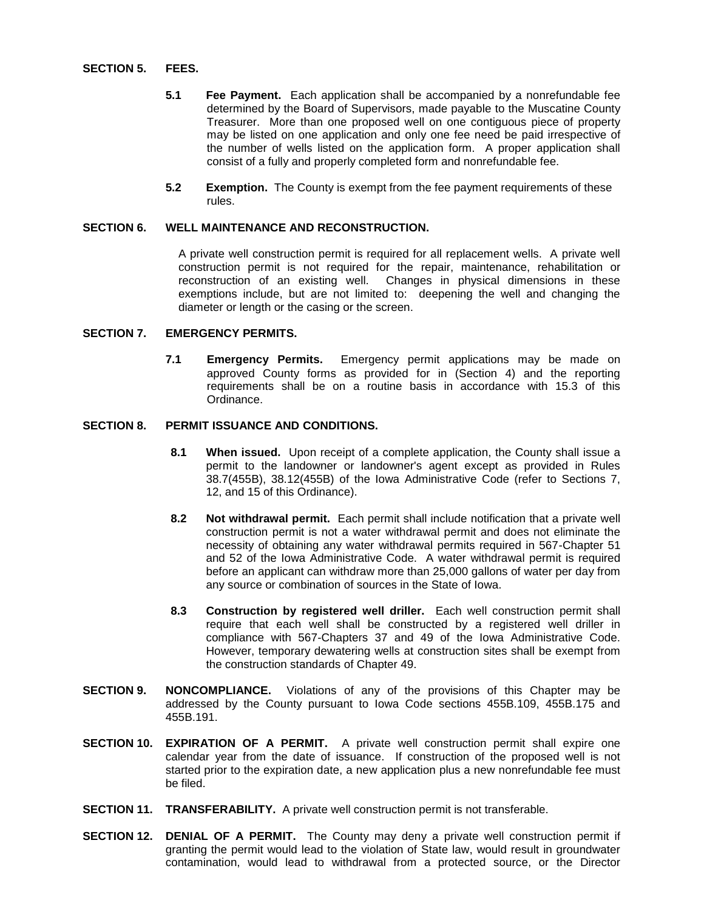**SECTION 5. FEES.**

**5.1 Fee Payment.** Each application shall be accompanied by a nonrefundable fee determined by the Board of Supervisors, made payable to the Muscatine County Treasurer. More than one proposed well on one contiguous piece of property may be listed on one application and only one fee need be paid irrespective of the number of wells listed on the application form. A proper application shall consist of a fully and properly completed form and nonrefundable fee.

**5.2 Exemption.** The County is exempt from the fee payment requirements of these rules.

**SECTION 6. WELL MAINTENANCE AND RECONSTRUCTION.**

A private well construction permit is required for all replacement wells. A private well construction permit is not required for the repair, maintenance, rehabilitation or reconstruction of an existing well. Changes in physical dimensions in these exemptions include, but are not limited to: deepening the well and changing the diameter or length or the casing or the screen.

**SECTION 7. EMERGENCY PERMITS.**

**7.1 Emergency Permits.** Emergency permit applications may be made on approved County forms as provided for in (Section 4) and the reporting requirements shall be on a routine basis in accordance with 15.3 of this Ordinance.

**SECTION 8. PERMIT ISSUANCE AND CONDITIONS.**

**8.1 When issued.** Upon receipt of a complete application, the County shall issue a permit to the landowner or landowner's agent except as provided in Rules 38.7(455B), 38.12(455B) of the Iowa Administrative Code (refer to Sections 7, 12, and 15 of this Ordinance).

**8.2 Not withdrawal permit.** Each permit shall include notification that a private well construction permit is not a water withdrawal permit and does not eliminate the necessity of obtaining any water withdrawal permits required in 567-Chapter 51 and 52 of the Iowa Administrative Code. A water withdrawal permit is required before an applicant can withdraw more than 25,000 gallons of water per day from any source or combination of sources in the State of Iowa.

**8.3 Construction by registered well driller.** Each well construction permit shall require that each well shall be constructed by a registered well driller in compliance with 567-Chapters 37 and 49 of the Iowa Administrative Code. However, temporary dewatering wells at construction sites shall be exempt from the construction standards of Chapter 49.

**SECTION 9. NONCOMPLIANCE.** Violations of any of the provisions of this Chapter may be addressed by the County pursuant to Iowa Code sections 455B.109, 455B.175 and 455B.191.

**SECTION 10. EXPIRATION OF A PERMIT.** A private well construction permit shall expire one calendar year from the date of issuance. If construction of the proposed well is not started prior to the expiration date, a new application plus a new nonrefundable fee must be filed.

**SECTION 11. TRANSFERABILITY.** A private well construction permit is not transferable.

**SECTION 12. DENIAL OF A PERMIT.** The County may deny a private well construction permit if granting the permit would lead to the violation of State law, would result in groundwater contamination, would lead to withdrawal from a protected source, or the Director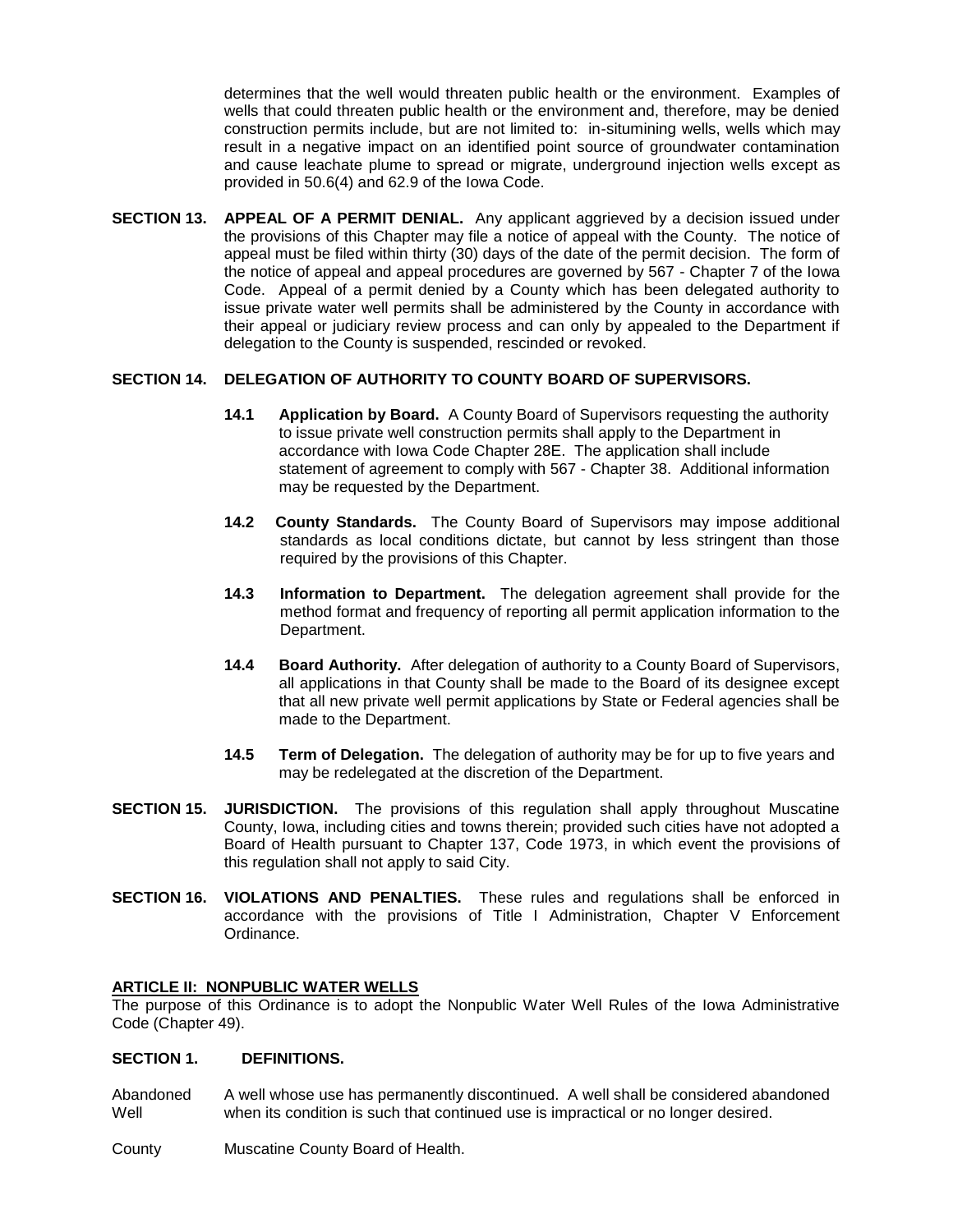determines that the well would threaten public health or the environment. Examples of wells that could threaten public health or the environment and, therefore, may be denied construction permits include, but are not limited to: in-situmining wells, wells which may result in a negative impact on an identified point source of groundwater contamination and cause leachate plume to spread or migrate, underground injection wells except as provided in 50.6(4) and 62.9 of the Iowa Code.

**SECTION 13. APPEAL OF A PERMIT DENIAL.** Any applicant aggrieved by a decision issued under the provisions of this Chapter may file a notice of appeal with the County. The notice of appeal must be filed within thirty (30) days of the date of the permit decision. The form of the notice of appeal and appeal procedures are governed by 567 - Chapter 7 of the Iowa Code. Appeal of a permit denied by a County which has been delegated authority to issue private water well permits shall be administered by the County in accordance with their appeal or judiciary review process and can only by appealed to the Department if delegation to the County is suspended, rescinded or revoked.

**SECTION 14. DELEGATION OF AUTHORITY TO COUNTY BOARD OF SUPERVISORS.**

**14.1 Application by Board.** A County Board of Supervisors requesting the authority to issue private well construction permits shall apply to the Department in accordance with Iowa Code Chapter 28E. The application shall include statement of agreement to comply with 567 - Chapter 38. Additional information may be requested by the Department.

**14.2 County Standards.** The County Board of Supervisors may impose additional standards as local conditions dictate, but cannot by less stringent than those required by the provisions of this Chapter.

**14.3 Information to Department.** The delegation agreement shall provide for the method format and frequency of reporting all permit application information to the Department.

**14.4 Board Authority.** After delegation of authority to a County Board of Supervisors, all applications in that County shall be made to the Board of its designee except that all new private well permit applications by State or Federal agencies shall be made to the Department.

**14.5 Term of Delegation.** The delegation of authority may be for up to five years and may be redelegated at the discretion of the Department.

**SECTION 15. JURISDICTION.** The provisions of this regulation shall apply throughout Muscatine County, Iowa, including cities and towns therein; provided such cities have not adopted a Board of Health pursuant to Chapter 137, Code 1973, in which event the provisions of this regulation shall not apply to said City.

**SECTION 16. VIOLATIONS AND PENALTIES.** These rules and regulations shall be enforced in accordance with the provisions of Title I Administration, Chapter V Enforcement Ordinance.

## ARTICLE II: NONPUBLIC WATER WELLS

The purpose of this Ordinance is to adopt the Nonpublic Water Well Rules of the Iowa Administrative Code (Chapter 49).

**SECTION 1. DEFINITIONS.**

Abandoned Well — A well whose use has permanently discontinued. A well shall be considered abandoned when its condition is such that continued use is impractical or no longer desired.

County — Muscatine County Board of Health.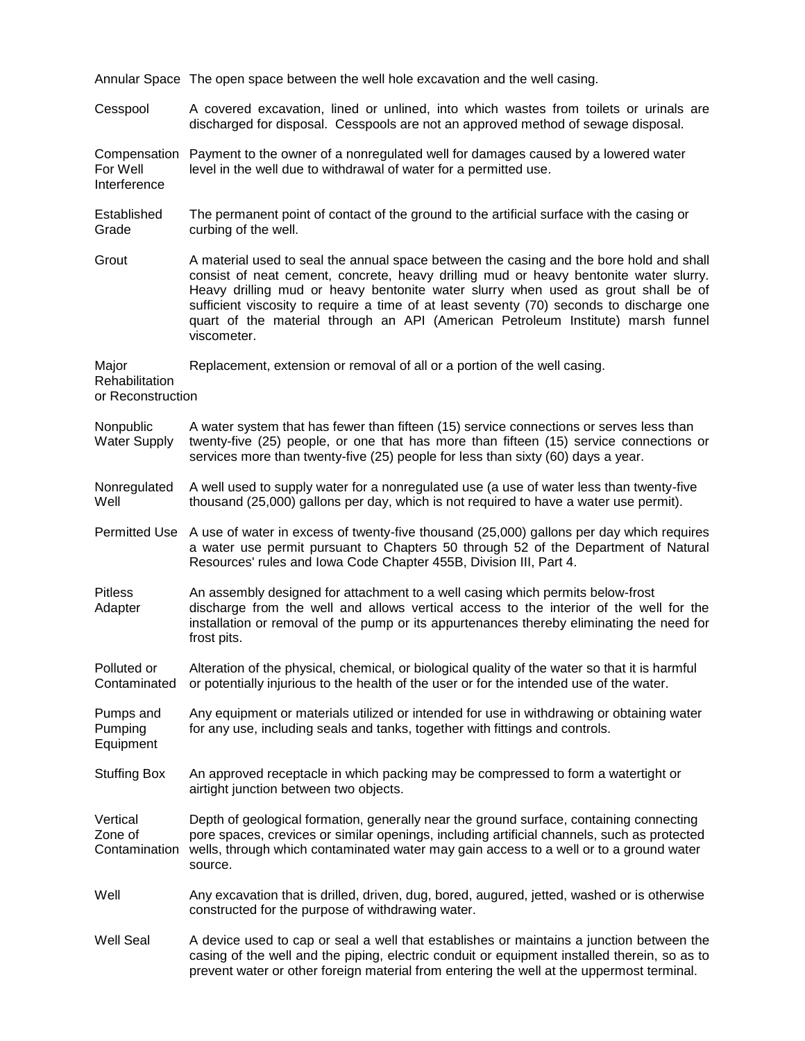**Annular Space** The open space between the well hole excavation and the well casing.

**Cesspool** A covered excavation, lined or unlined, into which wastes from toilets or urinals are discharged for disposal. Cesspools are not an approved method of sewage disposal.

**Compensation For Well Interference** Payment to the owner of a nonregulated well for damages caused by a lowered water level in the well due to withdrawal of water for a permitted use.

**Established Grade** The permanent point of contact of the ground to the artificial surface with the casing or curbing of the well.

**Grout** A material used to seal the annual space between the casing and the bore hold and shall consist of neat cement, concrete, heavy drilling mud or heavy bentonite water slurry. Heavy drilling mud or heavy bentonite water slurry when used as grout shall be of sufficient viscosity to require a time of at least seventy (70) seconds to discharge one quart of the material through an API (American Petroleum Institute) marsh funnel viscometer.

**Major Rehabilitation or Reconstruction** Replacement, extension or removal of all or a portion of the well casing.

**Nonpublic Water Supply** A water system that has fewer than fifteen (15) service connections or serves less than twenty-five (25) people, or one that has more than fifteen (15) service connections or services more than twenty-five (25) people for less than sixty (60) days a year.

**Nonregulated Well** A well used to supply water for a nonregulated use (a use of water less than twenty-five thousand (25,000) gallons per day, which is not required to have a water use permit).

**Permitted Use** A use of water in excess of twenty-five thousand (25,000) gallons per day which requires a water use permit pursuant to Chapters 50 through 52 of the Department of Natural Resources' rules and Iowa Code Chapter 455B, Division III, Part 4.

**Pitless Adapter** An assembly designed for attachment to a well casing which permits below-frost discharge from the well and allows vertical access to the interior of the well for the installation or removal of the pump or its appurtenances thereby eliminating the need for frost pits.

**Polluted or Contaminated** Alteration of the physical, chemical, or biological quality of the water so that it is harmful or potentially injurious to the health of the user or for the intended use of the water.

**Pumps and Pumping Equipment** Any equipment or materials utilized or intended for use in withdrawing or obtaining water for any use, including seals and tanks, together with fittings and controls.

**Stuffing Box** An approved receptacle in which packing may be compressed to form a watertight or airtight junction between two objects.

**Vertical Zone of Contamination** Depth of geological formation, generally near the ground surface, containing connecting pore spaces, crevices or similar openings, including artificial channels, such as protected wells, through which contaminated water may gain access to a well or to a ground water source.

**Well** Any excavation that is drilled, driven, dug, bored, augured, jetted, washed or is otherwise constructed for the purpose of withdrawing water.

**Well Seal** A device used to cap or seal a well that establishes or maintains a junction between the casing of the well and the piping, electric conduit or equipment installed therein, so as to prevent water or other foreign material from entering the well at the uppermost terminal.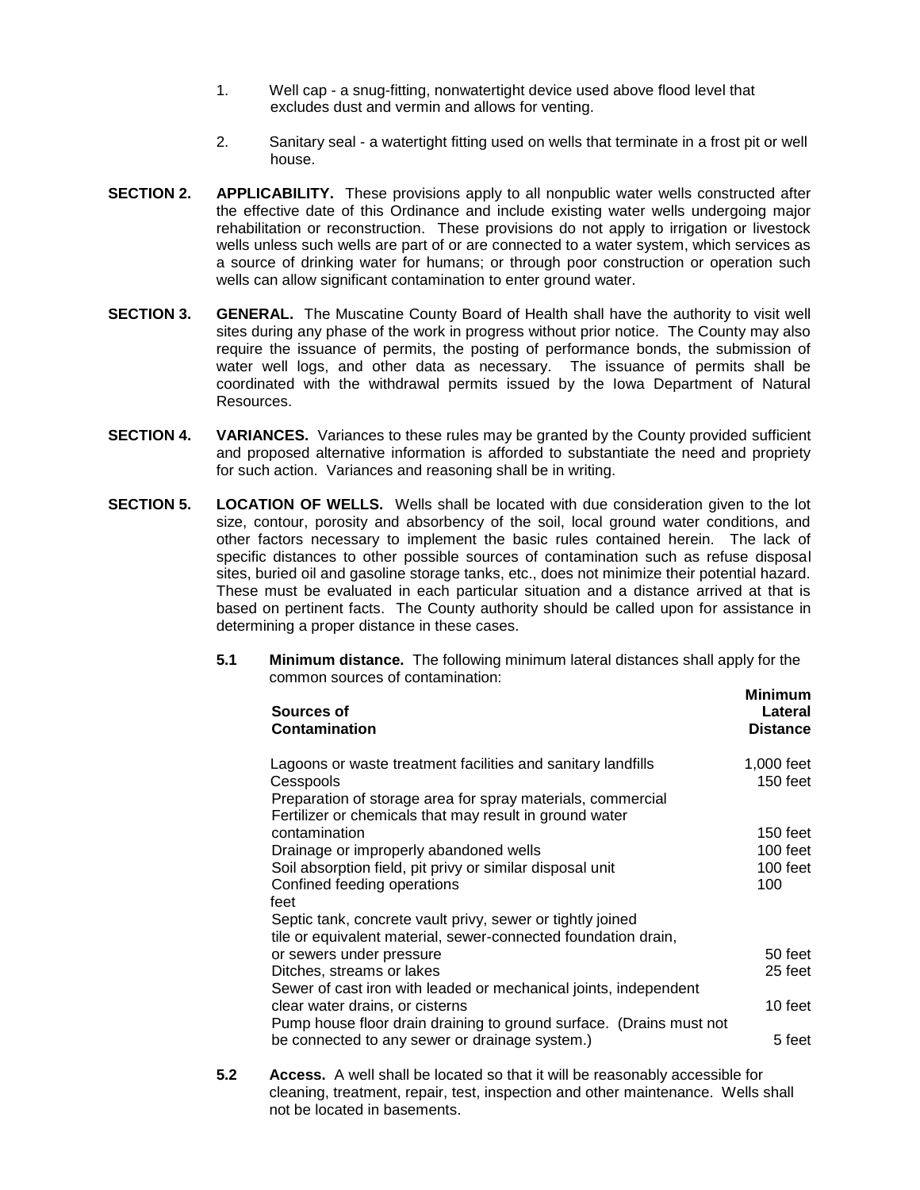1. Well cap - a snug-fitting, nonwatertight device used above flood level that excludes dust and vermin and allows for venting.

2. Sanitary seal - a watertight fitting used on wells that terminate in a frost pit or well house.

**SECTION 2. APPLICABILITY.** These provisions apply to all nonpublic water wells constructed after the effective date of this Ordinance and include existing water wells undergoing major rehabilitation or reconstruction. These provisions do not apply to irrigation or livestock wells unless such wells are part of or are connected to a water system, which services as a source of drinking water for humans; or through poor construction or operation such wells can allow significant contamination to enter ground water.

**SECTION 3. GENERAL.** The Muscatine County Board of Health shall have the authority to visit well sites during any phase of the work in progress without prior notice. The County may also require the issuance of permits, the posting of performance bonds, the submission of water well logs, and other data as necessary. The issuance of permits shall be coordinated with the withdrawal permits issued by the Iowa Department of Natural Resources.

**SECTION 4. VARIANCES.** Variances to these rules may be granted by the County provided sufficient and proposed alternative information is afforded to substantiate the need and propriety for such action. Variances and reasoning shall be in writing.

**SECTION 5. LOCATION OF WELLS.** Wells shall be located with due consideration given to the lot size, contour, porosity and absorbency of the soil, local ground water conditions, and other factors necessary to implement the basic rules contained herein. The lack of specific distances to other possible sources of contamination such as refuse disposal sites, buried oil and gasoline storage tanks, etc., does not minimize their potential hazard. These must be evaluated in each particular situation and a distance arrived at that is based on pertinent facts. The County authority should be called upon for assistance in determining a proper distance in these cases.

**5.1 Minimum distance.** The following minimum lateral distances shall apply for the common sources of contamination:

| Sources of Contamination | Minimum Lateral Distance |
|---|---|
| Lagoons or waste treatment facilities and sanitary landfills | 1,000 feet |
| Cesspools | 150 feet |
| Preparation of storage area for spray materials, commercial Fertilizer or chemicals that may result in ground water contamination | 150 feet |
| Drainage or improperly abandoned wells | 100 feet |
| Soil absorption field, pit privy or similar disposal unit | 100 feet |
| Confined feeding operations | 100 feet |
| Septic tank, concrete vault privy, sewer or tightly joined tile or equivalent material, sewer-connected foundation drain, or sewers under pressure | 50 feet |
| Ditches, streams or lakes | 25 feet |
| Sewer of cast iron with leaded or mechanical joints, independent clear water drains, or cisterns | 10 feet |
| Pump house floor drain draining to ground surface. (Drains must not be connected to any sewer or drainage system.) | 5 feet |

**5.2 Access.** A well shall be located so that it will be reasonably accessible for cleaning, treatment, repair, test, inspection and other maintenance. Wells shall not be located in basements.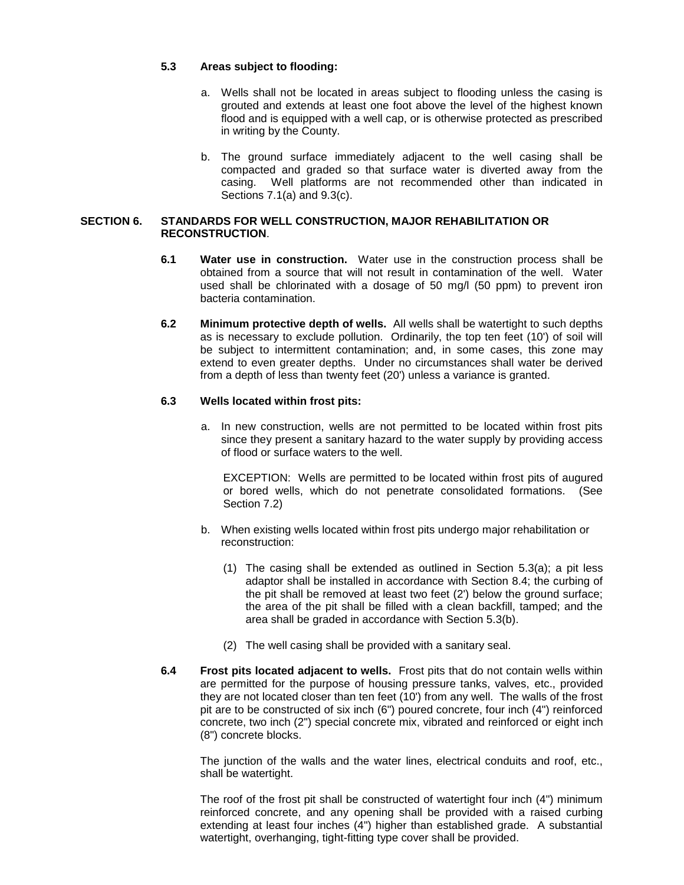### 5.3 Areas subject to flooding:

a. Wells shall not be located in areas subject to flooding unless the casing is grouted and extends at least one foot above the level of the highest known flood and is equipped with a well cap, or is otherwise protected as prescribed in writing by the County.

b. The ground surface immediately adjacent to the well casing shall be compacted and graded so that surface water is diverted away from the casing. Well platforms are not recommended other than indicated in Sections 7.1(a) and 9.3(c).

## SECTION 6. STANDARDS FOR WELL CONSTRUCTION, MAJOR REHABILITATION OR RECONSTRUCTION.

**6.1 Water use in construction.** Water use in the construction process shall be obtained from a source that will not result in contamination of the well. Water used shall be chlorinated with a dosage of 50 mg/l (50 ppm) to prevent iron bacteria contamination.

**6.2 Minimum protective depth of wells.** All wells shall be watertight to such depths as is necessary to exclude pollution. Ordinarily, the top ten feet (10') of soil will be subject to intermittent contamination; and, in some cases, this zone may extend to even greater depths. Under no circumstances shall water be derived from a depth of less than twenty feet (20') unless a variance is granted.

### 6.3 Wells located within frost pits:

a. In new construction, wells are not permitted to be located within frost pits since they present a sanitary hazard to the water supply by providing access of flood or surface waters to the well.

   EXCEPTION: Wells are permitted to be located within frost pits of augured or bored wells, which do not penetrate consolidated formations. (See Section 7.2)

b. When existing wells located within frost pits undergo major rehabilitation or reconstruction:

   (1) The casing shall be extended as outlined in Section 5.3(a); a pit less adaptor shall be installed in accordance with Section 8.4; the curbing of the pit shall be removed at least two feet (2') below the ground surface; the area of the pit shall be filled with a clean backfill, tamped; and the area shall be graded in accordance with Section 5.3(b).

   (2) The well casing shall be provided with a sanitary seal.

**6.4 Frost pits located adjacent to wells.** Frost pits that do not contain wells within are permitted for the purpose of housing pressure tanks, valves, etc., provided they are not located closer than ten feet (10') from any well. The walls of the frost pit are to be constructed of six inch (6") poured concrete, four inch (4") reinforced concrete, two inch (2") special concrete mix, vibrated and reinforced or eight inch (8") concrete blocks.

The junction of the walls and the water lines, electrical conduits and roof, etc., shall be watertight.

The roof of the frost pit shall be constructed of watertight four inch (4") minimum reinforced concrete, and any opening shall be provided with a raised curbing extending at least four inches (4") higher than established grade. A substantial watertight, overhanging, tight-fitting type cover shall be provided.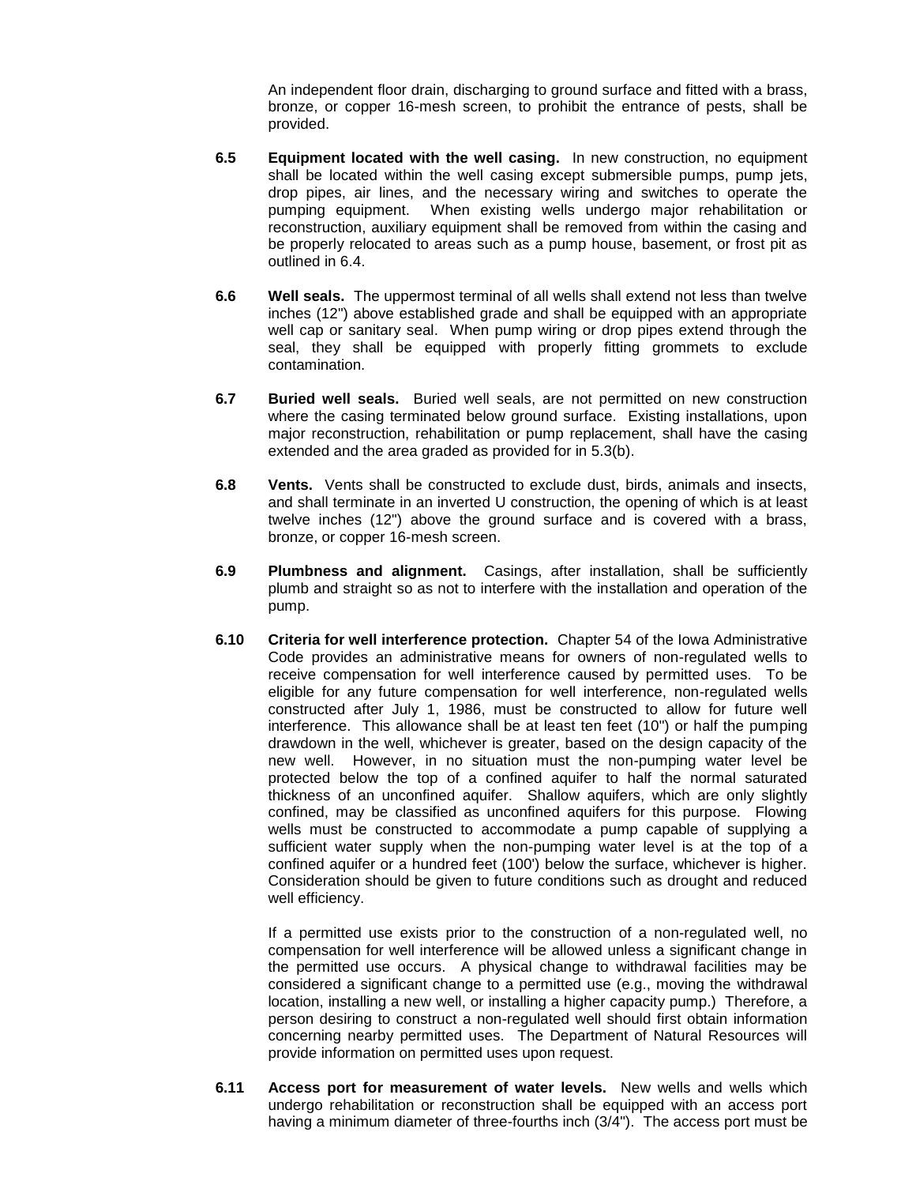An independent floor drain, discharging to ground surface and fitted with a brass, bronze, or copper 16-mesh screen, to prohibit the entrance of pests, shall be provided.

**6.5 Equipment located with the well casing.** In new construction, no equipment shall be located within the well casing except submersible pumps, pump jets, drop pipes, air lines, and the necessary wiring and switches to operate the pumping equipment. When existing wells undergo major rehabilitation or reconstruction, auxiliary equipment shall be removed from within the casing and be properly relocated to areas such as a pump house, basement, or frost pit as outlined in 6.4.

**6.6 Well seals.** The uppermost terminal of all wells shall extend not less than twelve inches (12") above established grade and shall be equipped with an appropriate well cap or sanitary seal. When pump wiring or drop pipes extend through the seal, they shall be equipped with properly fitting grommets to exclude contamination.

**6.7 Buried well seals.** Buried well seals, are not permitted on new construction where the casing terminated below ground surface. Existing installations, upon major reconstruction, rehabilitation or pump replacement, shall have the casing extended and the area graded as provided for in 5.3(b).

**6.8 Vents.** Vents shall be constructed to exclude dust, birds, animals and insects, and shall terminate in an inverted U construction, the opening of which is at least twelve inches (12") above the ground surface and is covered with a brass, bronze, or copper 16-mesh screen.

**6.9 Plumbness and alignment.** Casings, after installation, shall be sufficiently plumb and straight so as not to interfere with the installation and operation of the pump.

**6.10 Criteria for well interference protection.** Chapter 54 of the Iowa Administrative Code provides an administrative means for owners of non-regulated wells to receive compensation for well interference caused by permitted uses. To be eligible for any future compensation for well interference, non-regulated wells constructed after July 1, 1986, must be constructed to allow for future well interference. This allowance shall be at least ten feet (10") or half the pumping drawdown in the well, whichever is greater, based on the design capacity of the new well. However, in no situation must the non-pumping water level be protected below the top of a confined aquifer to half the normal saturated thickness of an unconfined aquifer. Shallow aquifers, which are only slightly confined, may be classified as unconfined aquifers for this purpose. Flowing wells must be constructed to accommodate a pump capable of supplying a sufficient water supply when the non-pumping water level is at the top of a confined aquifer or a hundred feet (100') below the surface, whichever is higher. Consideration should be given to future conditions such as drought and reduced well efficiency.

If a permitted use exists prior to the construction of a non-regulated well, no compensation for well interference will be allowed unless a significant change in the permitted use occurs. A physical change to withdrawal facilities may be considered a significant change to a permitted use (e.g., moving the withdrawal location, installing a new well, or installing a higher capacity pump.) Therefore, a person desiring to construct a non-regulated well should first obtain information concerning nearby permitted uses. The Department of Natural Resources will provide information on permitted uses upon request.

**6.11 Access port for measurement of water levels.** New wells and wells which undergo rehabilitation or reconstruction shall be equipped with an access port having a minimum diameter of three-fourths inch (3/4"). The access port must be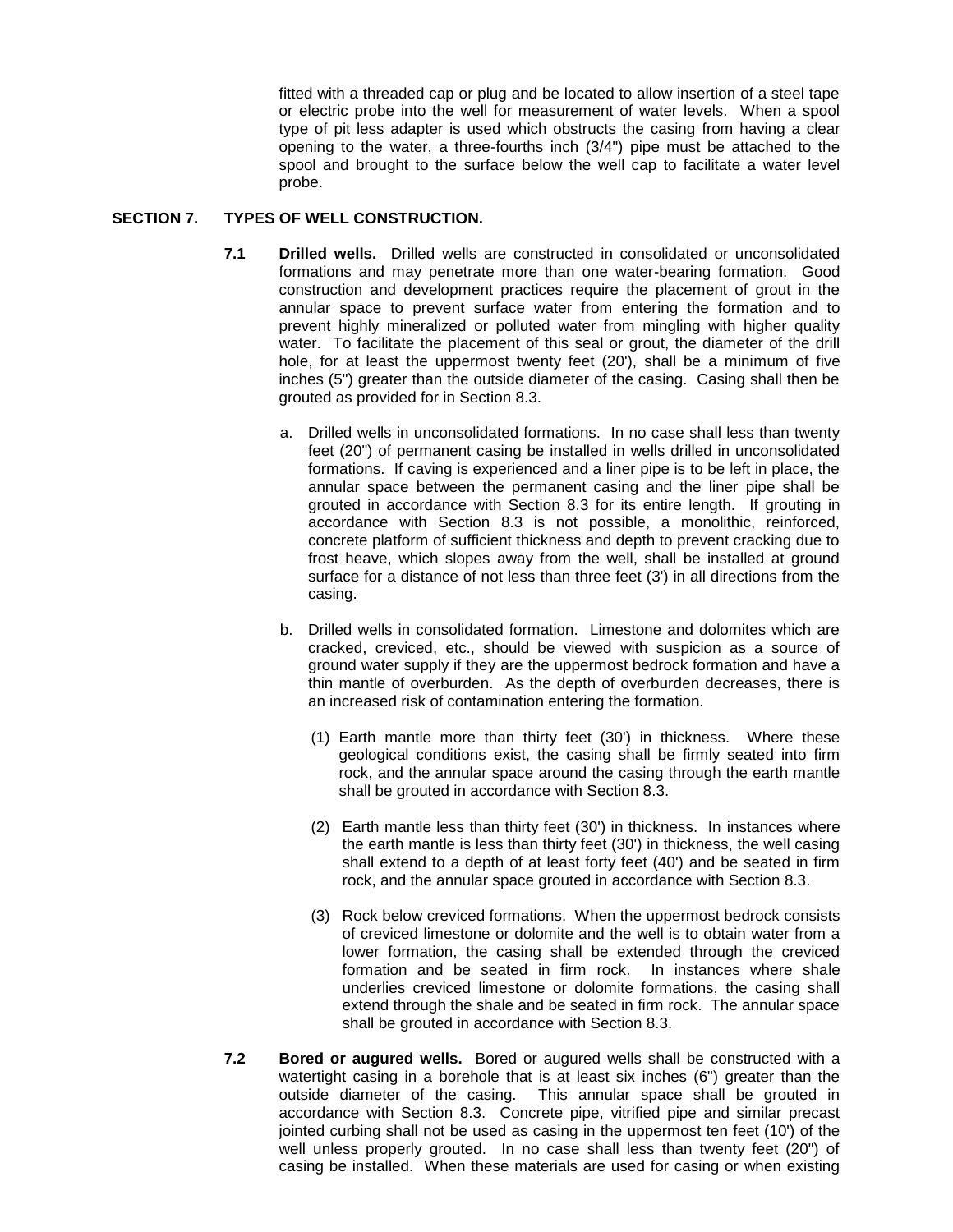fitted with a threaded cap or plug and be located to allow insertion of a steel tape or electric probe into the well for measurement of water levels. When a spool type of pit less adapter is used which obstructs the casing from having a clear opening to the water, a three-fourths inch (3/4") pipe must be attached to the spool and brought to the surface below the well cap to facilitate a water level probe.

## SECTION 7. TYPES OF WELL CONSTRUCTION.

**7.1 Drilled wells.** Drilled wells are constructed in consolidated or unconsolidated formations and may penetrate more than one water-bearing formation. Good construction and development practices require the placement of grout in the annular space to prevent surface water from entering the formation and to prevent highly mineralized or polluted water from mingling with higher quality water. To facilitate the placement of this seal or grout, the diameter of the drill hole, for at least the uppermost twenty feet (20'), shall be a minimum of five inches (5") greater than the outside diameter of the casing. Casing shall then be grouted as provided for in Section 8.3.

a. Drilled wells in unconsolidated formations. In no case shall less than twenty feet (20") of permanent casing be installed in wells drilled in unconsolidated formations. If caving is experienced and a liner pipe is to be left in place, the annular space between the permanent casing and the liner pipe shall be grouted in accordance with Section 8.3 for its entire length. If grouting in accordance with Section 8.3 is not possible, a monolithic, reinforced, concrete platform of sufficient thickness and depth to prevent cracking due to frost heave, which slopes away from the well, shall be installed at ground surface for a distance of not less than three feet (3') in all directions from the casing.

b. Drilled wells in consolidated formation. Limestone and dolomites which are cracked, creviced, etc., should be viewed with suspicion as a source of ground water supply if they are the uppermost bedrock formation and have a thin mantle of overburden. As the depth of overburden decreases, there is an increased risk of contamination entering the formation.

   (1) Earth mantle more than thirty feet (30') in thickness. Where these geological conditions exist, the casing shall be firmly seated into firm rock, and the annular space around the casing through the earth mantle shall be grouted in accordance with Section 8.3.

   (2) Earth mantle less than thirty feet (30') in thickness. In instances where the earth mantle is less than thirty feet (30') in thickness, the well casing shall extend to a depth of at least forty feet (40') and be seated in firm rock, and the annular space grouted in accordance with Section 8.3.

   (3) Rock below creviced formations. When the uppermost bedrock consists of creviced limestone or dolomite and the well is to obtain water from a lower formation, the casing shall be extended through the creviced formation and be seated in firm rock. In instances where shale underlies creviced limestone or dolomite formations, the casing shall extend through the shale and be seated in firm rock. The annular space shall be grouted in accordance with Section 8.3.

**7.2 Bored or augured wells.** Bored or augured wells shall be constructed with a watertight casing in a borehole that is at least six inches (6") greater than the outside diameter of the casing. This annular space shall be grouted in accordance with Section 8.3. Concrete pipe, vitrified pipe and similar precast jointed curbing shall not be used as casing in the uppermost ten feet (10') of the well unless properly grouted. In no case shall less than twenty feet (20") of casing be installed. When these materials are used for casing or when existing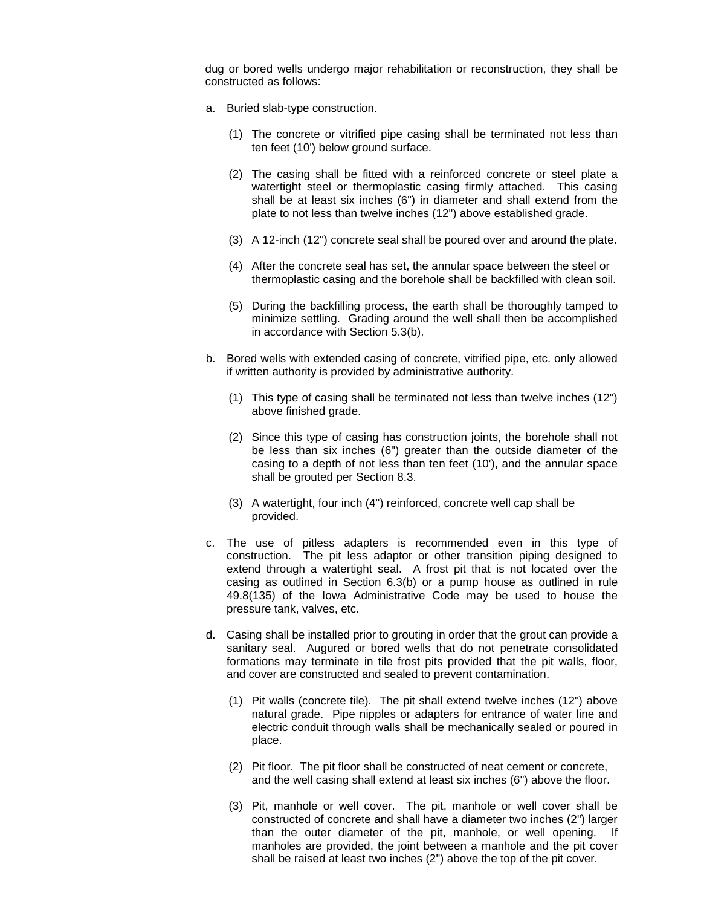dug or bored wells undergo major rehabilitation or reconstruction, they shall be constructed as follows:

a. Buried slab-type construction.

   (1) The concrete or vitrified pipe casing shall be terminated not less than ten feet (10') below ground surface.

   (2) The casing shall be fitted with a reinforced concrete or steel plate a watertight steel or thermoplastic casing firmly attached. This casing shall be at least six inches (6") in diameter and shall extend from the plate to not less than twelve inches (12") above established grade.

   (3) A 12-inch (12") concrete seal shall be poured over and around the plate.

   (4) After the concrete seal has set, the annular space between the steel or thermoplastic casing and the borehole shall be backfilled with clean soil.

   (5) During the backfilling process, the earth shall be thoroughly tamped to minimize settling. Grading around the well shall then be accomplished in accordance with Section 5.3(b).

b. Bored wells with extended casing of concrete, vitrified pipe, etc. only allowed if written authority is provided by administrative authority.

   (1) This type of casing shall be terminated not less than twelve inches (12") above finished grade.

   (2) Since this type of casing has construction joints, the borehole shall not be less than six inches (6") greater than the outside diameter of the casing to a depth of not less than ten feet (10'), and the annular space shall be grouted per Section 8.3.

   (3) A watertight, four inch (4") reinforced, concrete well cap shall be provided.

c. The use of pitless adapters is recommended even in this type of construction. The pit less adaptor or other transition piping designed to extend through a watertight seal. A frost pit that is not located over the casing as outlined in Section 6.3(b) or a pump house as outlined in rule 49.8(135) of the Iowa Administrative Code may be used to house the pressure tank, valves, etc.

d. Casing shall be installed prior to grouting in order that the grout can provide a sanitary seal. Augured or bored wells that do not penetrate consolidated formations may terminate in tile frost pits provided that the pit walls, floor, and cover are constructed and sealed to prevent contamination.

   (1) Pit walls (concrete tile). The pit shall extend twelve inches (12") above natural grade. Pipe nipples or adapters for entrance of water line and electric conduit through walls shall be mechanically sealed or poured in place.

   (2) Pit floor. The pit floor shall be constructed of neat cement or concrete, and the well casing shall extend at least six inches (6") above the floor.

   (3) Pit, manhole or well cover. The pit, manhole or well cover shall be constructed of concrete and shall have a diameter two inches (2") larger than the outer diameter of the pit, manhole, or well opening. If manholes are provided, the joint between a manhole and the pit cover shall be raised at least two inches (2") above the top of the pit cover.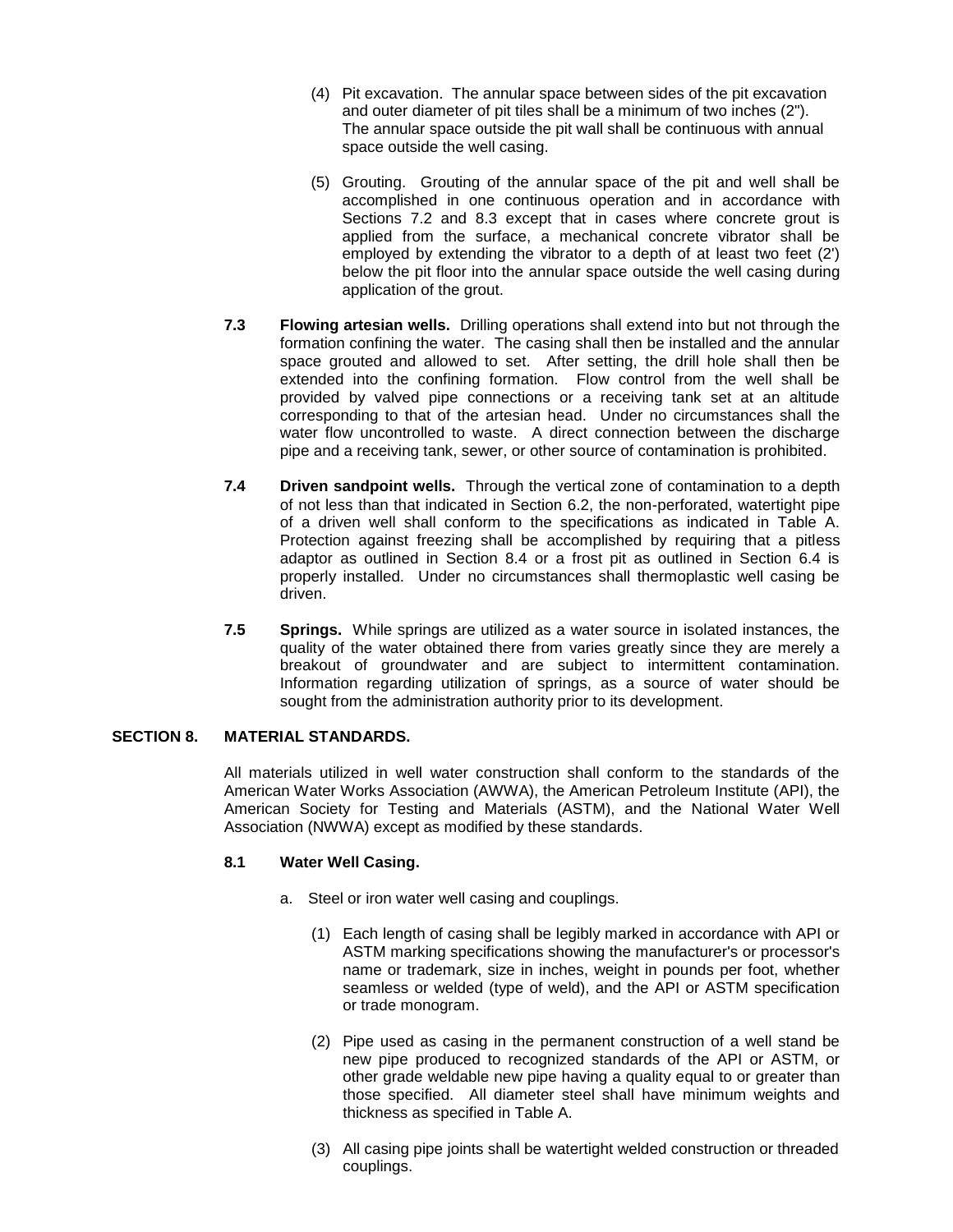(4) Pit excavation. The annular space between sides of the pit excavation and outer diameter of pit tiles shall be a minimum of two inches (2"). The annular space outside the pit wall shall be continuous with annual space outside the well casing.

(5) Grouting. Grouting of the annular space of the pit and well shall be accomplished in one continuous operation and in accordance with Sections 7.2 and 8.3 except that in cases where concrete grout is applied from the surface, a mechanical concrete vibrator shall be employed by extending the vibrator to a depth of at least two feet (2') below the pit floor into the annular space outside the well casing during application of the grout.

**7.3 Flowing artesian wells.** Drilling operations shall extend into but not through the formation confining the water. The casing shall then be installed and the annular space grouted and allowed to set. After setting, the drill hole shall then be extended into the confining formation. Flow control from the well shall be provided by valved pipe connections or a receiving tank set at an altitude corresponding to that of the artesian head. Under no circumstances shall the water flow uncontrolled to waste. A direct connection between the discharge pipe and a receiving tank, sewer, or other source of contamination is prohibited.

**7.4 Driven sandpoint wells.** Through the vertical zone of contamination to a depth of not less than that indicated in Section 6.2, the non-perforated, watertight pipe of a driven well shall conform to the specifications as indicated in Table A. Protection against freezing shall be accomplished by requiring that a pitless adaptor as outlined in Section 8.4 or a frost pit as outlined in Section 6.4 is properly installed. Under no circumstances shall thermoplastic well casing be driven.

**7.5 Springs.** While springs are utilized as a water source in isolated instances, the quality of the water obtained there from varies greatly since they are merely a breakout of groundwater and are subject to intermittent contamination. Information regarding utilization of springs, as a source of water should be sought from the administration authority prior to its development.

## SECTION 8. MATERIAL STANDARDS.

All materials utilized in well water construction shall conform to the standards of the American Water Works Association (AWWA), the American Petroleum Institute (API), the American Society for Testing and Materials (ASTM), and the National Water Well Association (NWWA) except as modified by these standards.

### 8.1 Water Well Casing.

a. Steel or iron water well casing and couplings.

(1) Each length of casing shall be legibly marked in accordance with API or ASTM marking specifications showing the manufacturer's or processor's name or trademark, size in inches, weight in pounds per foot, whether seamless or welded (type of weld), and the API or ASTM specification or trade monogram.

(2) Pipe used as casing in the permanent construction of a well stand be new pipe produced to recognized standards of the API or ASTM, or other grade weldable new pipe having a quality equal to or greater than those specified. All diameter steel shall have minimum weights and thickness as specified in Table A.

(3) All casing pipe joints shall be watertight welded construction or threaded couplings.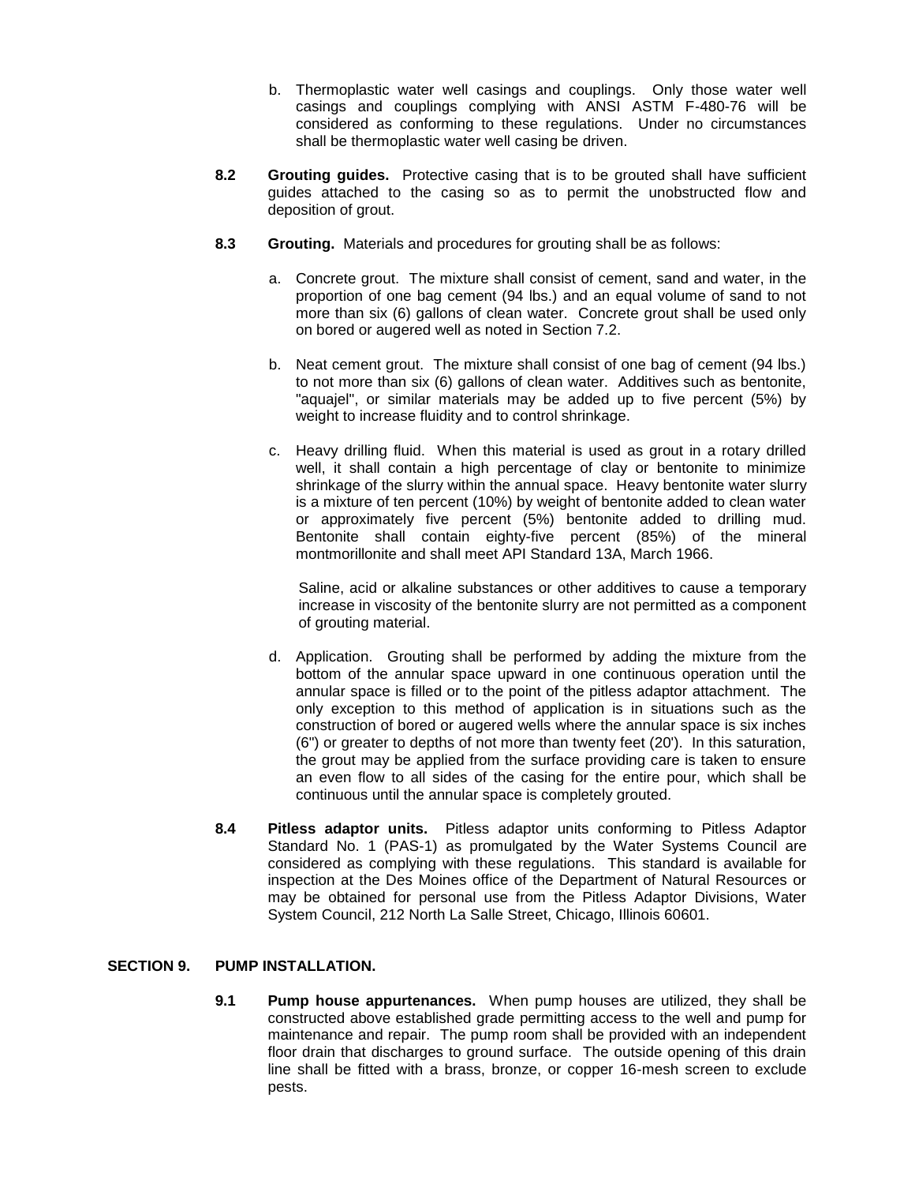b. Thermoplastic water well casings and couplings. Only those water well casings and couplings complying with ANSI ASTM F-480-76 will be considered as conforming to these regulations. Under no circumstances shall be thermoplastic water well casing be driven.

**8.2 Grouting guides.** Protective casing that is to be grouted shall have sufficient guides attached to the casing so as to permit the unobstructed flow and deposition of grout.

**8.3 Grouting.** Materials and procedures for grouting shall be as follows:

a. Concrete grout. The mixture shall consist of cement, sand and water, in the proportion of one bag cement (94 lbs.) and an equal volume of sand to not more than six (6) gallons of clean water. Concrete grout shall be used only on bored or augered well as noted in Section 7.2.

b. Neat cement grout. The mixture shall consist of one bag of cement (94 lbs.) to not more than six (6) gallons of clean water. Additives such as bentonite, "aquajel", or similar materials may be added up to five percent (5%) by weight to increase fluidity and to control shrinkage.

c. Heavy drilling fluid. When this material is used as grout in a rotary drilled well, it shall contain a high percentage of clay or bentonite to minimize shrinkage of the slurry within the annual space. Heavy bentonite water slurry is a mixture of ten percent (10%) by weight of bentonite added to clean water or approximately five percent (5%) bentonite added to drilling mud. Bentonite shall contain eighty-five percent (85%) of the mineral montmorillonite and shall meet API Standard 13A, March 1966.

Saline, acid or alkaline substances or other additives to cause a temporary increase in viscosity of the bentonite slurry are not permitted as a component of grouting material.

d. Application. Grouting shall be performed by adding the mixture from the bottom of the annular space upward in one continuous operation until the annular space is filled or to the point of the pitless adaptor attachment. The only exception to this method of application is in situations such as the construction of bored or augered wells where the annular space is six inches (6") or greater to depths of not more than twenty feet (20'). In this saturation, the grout may be applied from the surface providing care is taken to ensure an even flow to all sides of the casing for the entire pour, which shall be continuous until the annular space is completely grouted.

**8.4 Pitless adaptor units.** Pitless adaptor units conforming to Pitless Adaptor Standard No. 1 (PAS-1) as promulgated by the Water Systems Council are considered as complying with these regulations. This standard is available for inspection at the Des Moines office of the Department of Natural Resources or may be obtained for personal use from the Pitless Adaptor Divisions, Water System Council, 212 North La Salle Street, Chicago, Illinois 60601.

## SECTION 9. PUMP INSTALLATION.

**9.1 Pump house appurtenances.** When pump houses are utilized, they shall be constructed above established grade permitting access to the well and pump for maintenance and repair. The pump room shall be provided with an independent floor drain that discharges to ground surface. The outside opening of this drain line shall be fitted with a brass, bronze, or copper 16-mesh screen to exclude pests.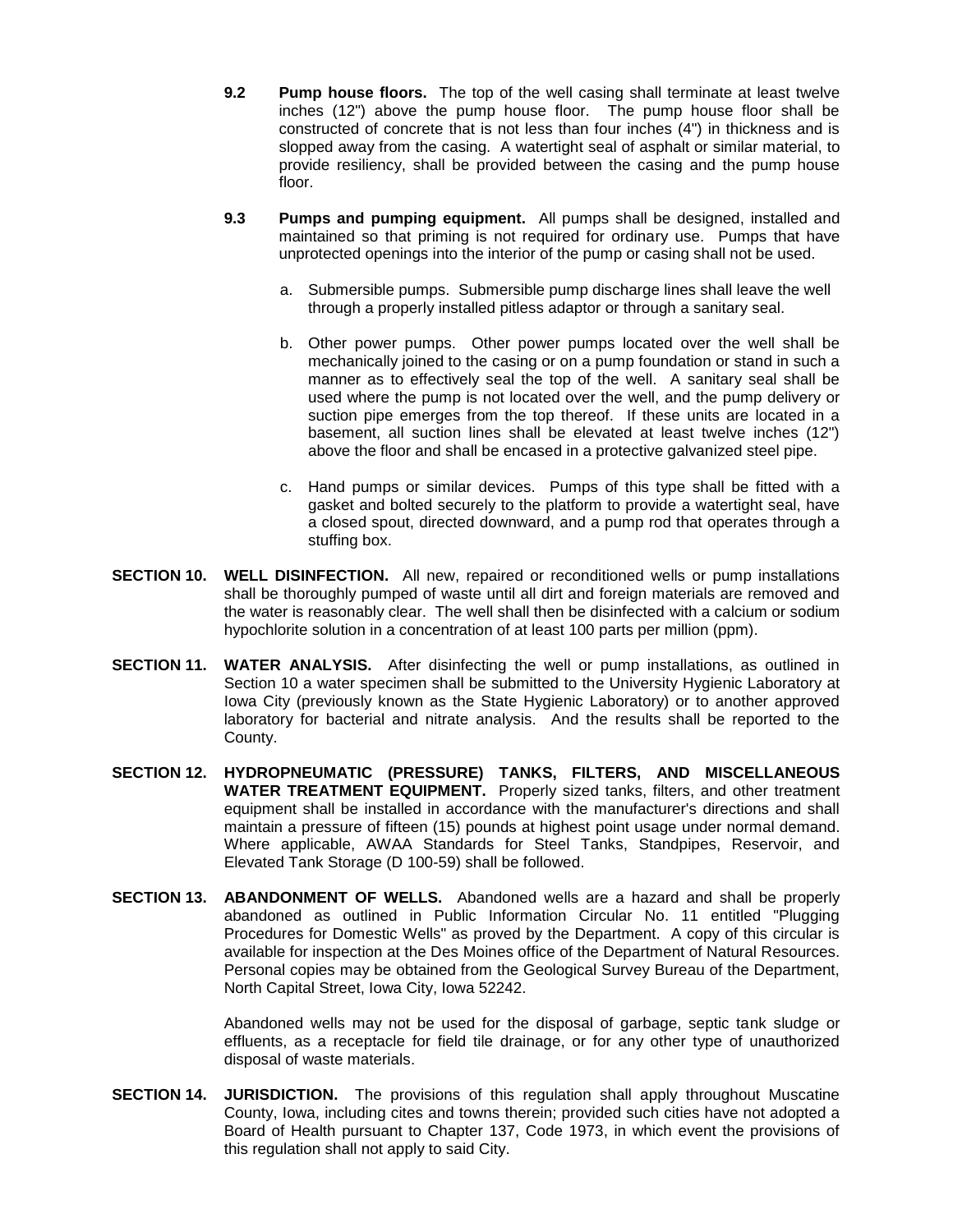**9.2 Pump house floors.** The top of the well casing shall terminate at least twelve inches (12") above the pump house floor. The pump house floor shall be constructed of concrete that is not less than four inches (4") in thickness and is slopped away from the casing. A watertight seal of asphalt or similar material, to provide resiliency, shall be provided between the casing and the pump house floor.

**9.3 Pumps and pumping equipment.** All pumps shall be designed, installed and maintained so that priming is not required for ordinary use. Pumps that have unprotected openings into the interior of the pump or casing shall not be used.

a. Submersible pumps. Submersible pump discharge lines shall leave the well through a properly installed pitless adaptor or through a sanitary seal.

b. Other power pumps. Other power pumps located over the well shall be mechanically joined to the casing or on a pump foundation or stand in such a manner as to effectively seal the top of the well. A sanitary seal shall be used where the pump is not located over the well, and the pump delivery or suction pipe emerges from the top thereof. If these units are located in a basement, all suction lines shall be elevated at least twelve inches (12") above the floor and shall be encased in a protective galvanized steel pipe.

c. Hand pumps or similar devices. Pumps of this type shall be fitted with a gasket and bolted securely to the platform to provide a watertight seal, have a closed spout, directed downward, and a pump rod that operates through a stuffing box.

**SECTION 10. WELL DISINFECTION.** All new, repaired or reconditioned wells or pump installations shall be thoroughly pumped of waste until all dirt and foreign materials are removed and the water is reasonably clear. The well shall then be disinfected with a calcium or sodium hypochlorite solution in a concentration of at least 100 parts per million (ppm).

**SECTION 11. WATER ANALYSIS.** After disinfecting the well or pump installations, as outlined in Section 10 a water specimen shall be submitted to the University Hygienic Laboratory at Iowa City (previously known as the State Hygienic Laboratory) or to another approved laboratory for bacterial and nitrate analysis. And the results shall be reported to the County.

**SECTION 12. HYDROPNEUMATIC (PRESSURE) TANKS, FILTERS, AND MISCELLANEOUS WATER TREATMENT EQUIPMENT.** Properly sized tanks, filters, and other treatment equipment shall be installed in accordance with the manufacturer's directions and shall maintain a pressure of fifteen (15) pounds at highest point usage under normal demand. Where applicable, AWAA Standards for Steel Tanks, Standpipes, Reservoir, and Elevated Tank Storage (D 100-59) shall be followed.

**SECTION 13. ABANDONMENT OF WELLS.** Abandoned wells are a hazard and shall be properly abandoned as outlined in Public Information Circular No. 11 entitled "Plugging Procedures for Domestic Wells" as proved by the Department. A copy of this circular is available for inspection at the Des Moines office of the Department of Natural Resources. Personal copies may be obtained from the Geological Survey Bureau of the Department, North Capital Street, Iowa City, Iowa 52242.

Abandoned wells may not be used for the disposal of garbage, septic tank sludge or effluents, as a receptacle for field tile drainage, or for any other type of unauthorized disposal of waste materials.

**SECTION 14. JURISDICTION.** The provisions of this regulation shall apply throughout Muscatine County, Iowa, including cites and towns therein; provided such cities have not adopted a Board of Health pursuant to Chapter 137, Code 1973, in which event the provisions of this regulation shall not apply to said City.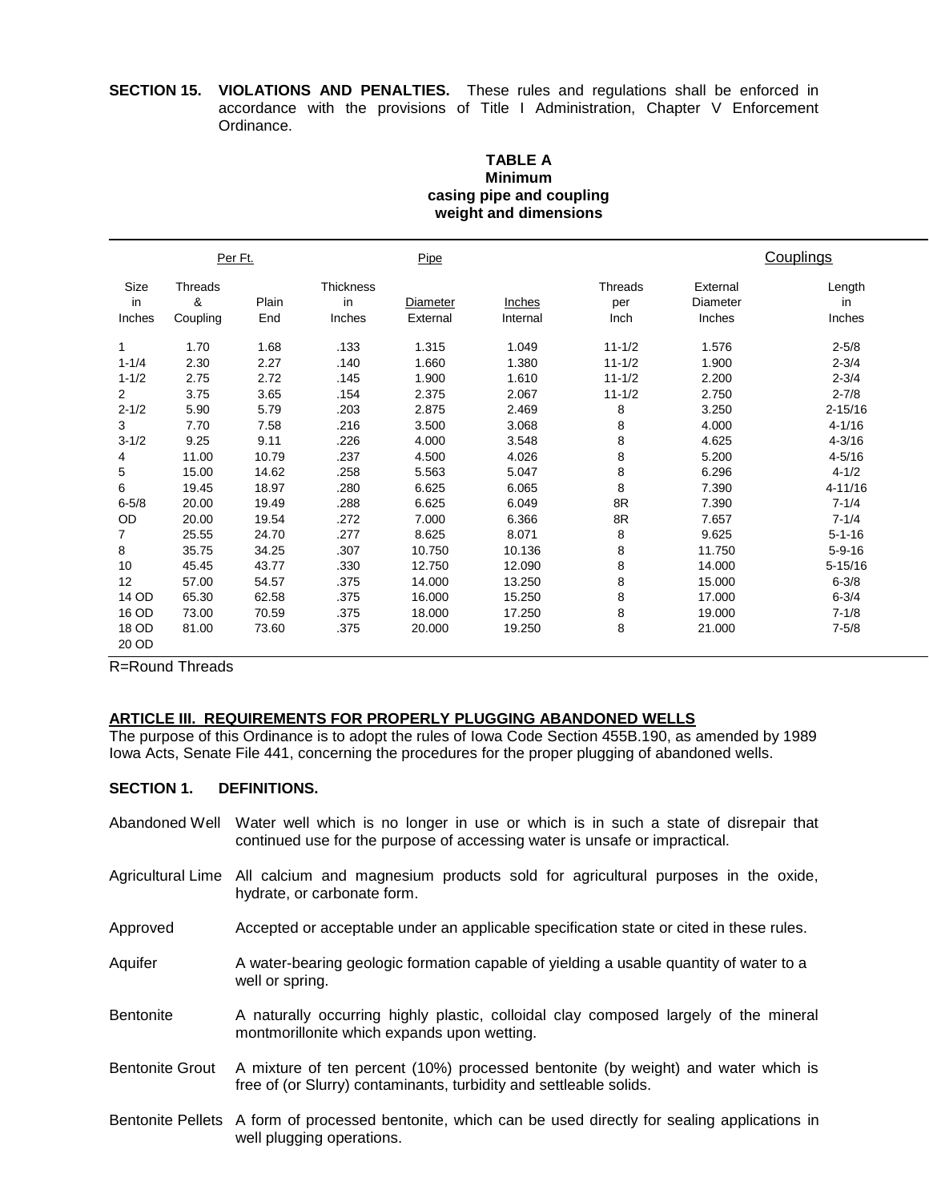**SECTION 15. VIOLATIONS AND PENALTIES.** These rules and regulations shall be enforced in accordance with the provisions of Title I Administration, Chapter V Enforcement Ordinance.

**TABLE A**
**Minimum**
**casing pipe and coupling**
**weight and dimensions**

| | Per Ft. | | | Pipe | | | | Couplings |
|---|---|---|---|---|---|---|---|---|
| Size in Inches | Threads & Coupling | Plain End | Thickness in Inches | Diameter External | Inches Internal | Threads per Inch | External Diameter Inches | Length in Inches |
| 1 | 1.70 | 1.68 | .133 | 1.315 | 1.049 | 11-1/2 | 1.576 | 2-5/8 |
| 1-1/4 | 2.30 | 2.27 | .140 | 1.660 | 1.380 | 11-1/2 | 1.900 | 2-3/4 |
| 1-1/2 | 2.75 | 2.72 | .145 | 1.900 | 1.610 | 11-1/2 | 2.200 | 2-3/4 |
| 2 | 3.75 | 3.65 | .154 | 2.375 | 2.067 | 11-1/2 | 2.750 | 2-7/8 |
| 2-1/2 | 5.90 | 5.79 | .203 | 2.875 | 2.469 | 8 | 3.250 | 2-15/16 |
| 3 | 7.70 | 7.58 | .216 | 3.500 | 3.068 | 8 | 4.000 | 4-1/16 |
| 3-1/2 | 9.25 | 9.11 | .226 | 4.000 | 3.548 | 8 | 4.625 | 4-3/16 |
| 4 | 11.00 | 10.79 | .237 | 4.500 | 4.026 | 8 | 5.200 | 4-5/16 |
| 5 | 15.00 | 14.62 | .258 | 5.563 | 5.047 | 8 | 6.296 | 4-1/2 |
| 6 | 19.45 | 18.97 | .280 | 6.625 | 6.065 | 8 | 7.390 | 4-11/16 |
| 6-5/8 | 20.00 | 19.49 | .288 | 6.625 | 6.049 | 8R | 7.390 | 7-1/4 |
| OD | 20.00 | 19.54 | .272 | 7.000 | 6.366 | 8R | 7.657 | 7-1/4 |
| 7 | 25.55 | 24.70 | .277 | 8.625 | 8.071 | 8 | 9.625 | 5-1-16 |
| 8 | 35.75 | 34.25 | .307 | 10.750 | 10.136 | 8 | 11.750 | 5-9-16 |
| 10 | 45.45 | 43.77 | .330 | 12.750 | 12.090 | 8 | 14.000 | 5-15/16 |
| 12 | 57.00 | 54.57 | .375 | 14.000 | 13.250 | 8 | 15.000 | 6-3/8 |
| 14 OD | 65.30 | 62.58 | .375 | 16.000 | 15.250 | 8 | 17.000 | 6-3/4 |
| 16 OD | 73.00 | 70.59 | .375 | 18.000 | 17.250 | 8 | 19.000 | 7-1/8 |
| 18 OD | 81.00 | 73.60 | .375 | 20.000 | 19.250 | 8 | 21.000 | 7-5/8 |
| 20 OD | | | | | | | | |

R=Round Threads

## ARTICLE III. REQUIREMENTS FOR PROPERLY PLUGGING ABANDONED WELLS

The purpose of this Ordinance is to adopt the rules of Iowa Code Section 455B.190, as amended by 1989 Iowa Acts, Senate File 441, concerning the procedures for the proper plugging of abandoned wells.

### SECTION 1. DEFINITIONS.

Abandoned Well – Water well which is no longer in use or which is in such a state of disrepair that continued use for the purpose of accessing water is unsafe or impractical.

Agricultural Lime – All calcium and magnesium products sold for agricultural purposes in the oxide, hydrate, or carbonate form.

Approved – Accepted or acceptable under an applicable specification state or cited in these rules.

Aquifer – A water-bearing geologic formation capable of yielding a usable quantity of water to a well or spring.

Bentonite – A naturally occurring highly plastic, colloidal clay composed largely of the mineral montmorillonite which expands upon wetting.

Bentonite Grout – A mixture of ten percent (10%) processed bentonite (by weight) and water which is free of (or Slurry) contaminants, turbidity and settleable solids.

Bentonite Pellets – A form of processed bentonite, which can be used directly for sealing applications in well plugging operations.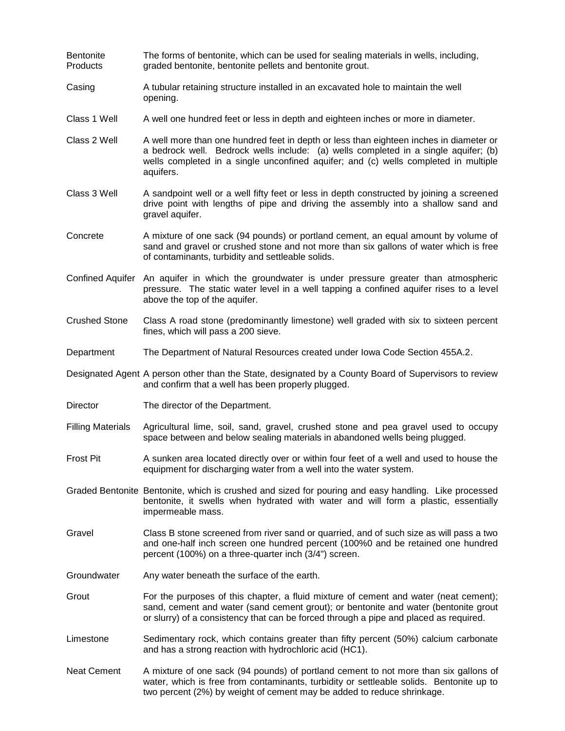**Bentonite Products** The forms of bentonite, which can be used for sealing materials in wells, including, graded bentonite, bentonite pellets and bentonite grout.

**Casing** A tubular retaining structure installed in an excavated hole to maintain the well opening.

**Class 1 Well** A well one hundred feet or less in depth and eighteen inches or more in diameter.

**Class 2 Well** A well more than one hundred feet in depth or less than eighteen inches in diameter or a bedrock well. Bedrock wells include: (a) wells completed in a single aquifer; (b) wells completed in a single unconfined aquifer; and (c) wells completed in multiple aquifers.

**Class 3 Well** A sandpoint well or a well fifty feet or less in depth constructed by joining a screened drive point with lengths of pipe and driving the assembly into a shallow sand and gravel aquifer.

**Concrete** A mixture of one sack (94 pounds) or portland cement, an equal amount by volume of sand and gravel or crushed stone and not more than six gallons of water which is free of contaminants, turbidity and settleable solids.

**Confined Aquifer** An aquifer in which the groundwater is under pressure greater than atmospheric pressure. The static water level in a well tapping a confined aquifer rises to a level above the top of the aquifer.

**Crushed Stone** Class A road stone (predominantly limestone) well graded with six to sixteen percent fines, which will pass a 200 sieve.

**Department** The Department of Natural Resources created under Iowa Code Section 455A.2.

**Designated Agent** A person other than the State, designated by a County Board of Supervisors to review and confirm that a well has been properly plugged.

**Director** The director of the Department.

**Filling Materials** Agricultural lime, soil, sand, gravel, crushed stone and pea gravel used to occupy space between and below sealing materials in abandoned wells being plugged.

**Frost Pit** A sunken area located directly over or within four feet of a well and used to house the equipment for discharging water from a well into the water system.

**Graded Bentonite** Bentonite, which is crushed and sized for pouring and easy handling. Like processed bentonite, it swells when hydrated with water and will form a plastic, essentially impermeable mass.

**Gravel** Class B stone screened from river sand or quarried, and of such size as will pass a two and one-half inch screen one hundred percent (100%0 and be retained one hundred percent (100%) on a three-quarter inch (3/4") screen.

**Groundwater** Any water beneath the surface of the earth.

**Grout** For the purposes of this chapter, a fluid mixture of cement and water (neat cement); sand, cement and water (sand cement grout); or bentonite and water (bentonite grout or slurry) of a consistency that can be forced through a pipe and placed as required.

**Limestone** Sedimentary rock, which contains greater than fifty percent (50%) calcium carbonate and has a strong reaction with hydrochloric acid (HC1).

**Neat Cement** A mixture of one sack (94 pounds) of portland cement to not more than six gallons of water, which is free from contaminants, turbidity or settleable solids. Bentonite up to two percent (2%) by weight of cement may be added to reduce shrinkage.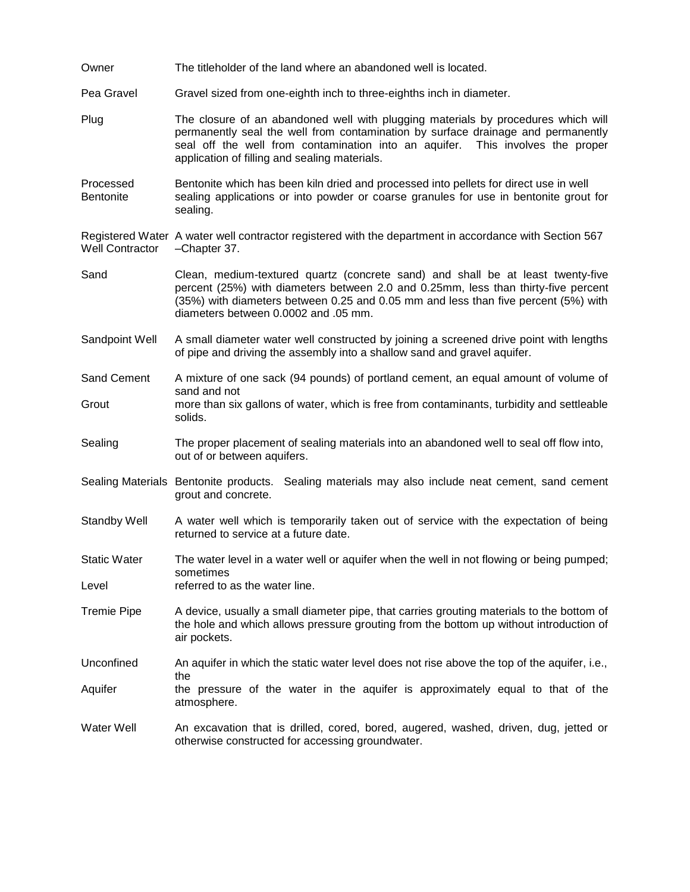**Owner** — The titleholder of the land where an abandoned well is located.

**Pea Gravel** — Gravel sized from one-eighth inch to three-eighths inch in diameter.

**Plug** — The closure of an abandoned well with plugging materials by procedures which will permanently seal the well from contamination by surface drainage and permanently seal off the well from contamination into an aquifer. This involves the proper application of filling and sealing materials.

**Processed Bentonite** — Bentonite which has been kiln dried and processed into pellets for direct use in well sealing applications or into powder or coarse granules for use in bentonite grout for sealing.

**Registered Water Well Contractor** — A water well contractor registered with the department in accordance with Section 567 –Chapter 37.

**Sand** — Clean, medium-textured quartz (concrete sand) and shall be at least twenty-five percent (25%) with diameters between 2.0 and 0.25mm, less than thirty-five percent (35%) with diameters between 0.25 and 0.05 mm and less than five percent (5%) with diameters between 0.0002 and .05 mm.

**Sandpoint Well** — A small diameter water well constructed by joining a screened drive point with lengths of pipe and driving the assembly into a shallow sand and gravel aquifer.

**Sand Cement Grout** — A mixture of one sack (94 pounds) of portland cement, an equal amount of volume of sand and not more than six gallons of water, which is free from contaminants, turbidity and settleable solids.

**Sealing** — The proper placement of sealing materials into an abandoned well to seal off flow into, out of or between aquifers.

**Sealing Materials** — Bentonite products. Sealing materials may also include neat cement, sand cement grout and concrete.

**Standby Well** — A water well which is temporarily taken out of service with the expectation of being returned to service at a future date.

**Static Water Level** — The water level in a water well or aquifer when the well in not flowing or being pumped; sometimes referred to as the water line.

**Tremie Pipe** — A device, usually a small diameter pipe, that carries grouting materials to the bottom of the hole and which allows pressure grouting from the bottom up without introduction of air pockets.

**Unconfined Aquifer** — An aquifer in which the static water level does not rise above the top of the aquifer, i.e., the the pressure of the water in the aquifer is approximately equal to that of the atmosphere.

**Water Well** — An excavation that is drilled, cored, bored, augered, washed, driven, dug, jetted or otherwise constructed for accessing groundwater.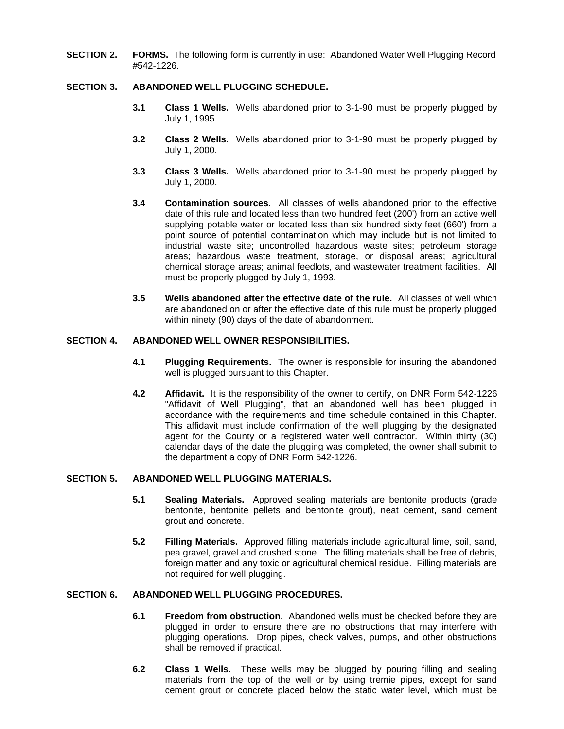**SECTION 2. FORMS.** The following form is currently in use: Abandoned Water Well Plugging Record #542-1226.

**SECTION 3. ABANDONED WELL PLUGGING SCHEDULE.**

**3.1 Class 1 Wells.** Wells abandoned prior to 3-1-90 must be properly plugged by July 1, 1995.

**3.2 Class 2 Wells.** Wells abandoned prior to 3-1-90 must be properly plugged by July 1, 2000.

**3.3 Class 3 Wells.** Wells abandoned prior to 3-1-90 must be properly plugged by July 1, 2000.

**3.4 Contamination sources.** All classes of wells abandoned prior to the effective date of this rule and located less than two hundred feet (200') from an active well supplying potable water or located less than six hundred sixty feet (660') from a point source of potential contamination which may include but is not limited to industrial waste site; uncontrolled hazardous waste sites; petroleum storage areas; hazardous waste treatment, storage, or disposal areas; agricultural chemical storage areas; animal feedlots, and wastewater treatment facilities. All must be properly plugged by July 1, 1993.

**3.5 Wells abandoned after the effective date of the rule.** All classes of well which are abandoned on or after the effective date of this rule must be properly plugged within ninety (90) days of the date of abandonment.

**SECTION 4. ABANDONED WELL OWNER RESPONSIBILITIES.**

**4.1 Plugging Requirements.** The owner is responsible for insuring the abandoned well is plugged pursuant to this Chapter.

**4.2 Affidavit.** It is the responsibility of the owner to certify, on DNR Form 542-1226 "Affidavit of Well Plugging", that an abandoned well has been plugged in accordance with the requirements and time schedule contained in this Chapter. This affidavit must include confirmation of the well plugging by the designated agent for the County or a registered water well contractor. Within thirty (30) calendar days of the date the plugging was completed, the owner shall submit to the department a copy of DNR Form 542-1226.

**SECTION 5. ABANDONED WELL PLUGGING MATERIALS.**

**5.1 Sealing Materials.** Approved sealing materials are bentonite products (grade bentonite, bentonite pellets and bentonite grout), neat cement, sand cement grout and concrete.

**5.2 Filling Materials.** Approved filling materials include agricultural lime, soil, sand, pea gravel, gravel and crushed stone. The filling materials shall be free of debris, foreign matter and any toxic or agricultural chemical residue. Filling materials are not required for well plugging.

**SECTION 6. ABANDONED WELL PLUGGING PROCEDURES.**

**6.1 Freedom from obstruction.** Abandoned wells must be checked before they are plugged in order to ensure there are no obstructions that may interfere with plugging operations. Drop pipes, check valves, pumps, and other obstructions shall be removed if practical.

**6.2 Class 1 Wells.** These wells may be plugged by pouring filling and sealing materials from the top of the well or by using tremie pipes, except for sand cement grout or concrete placed below the static water level, which must be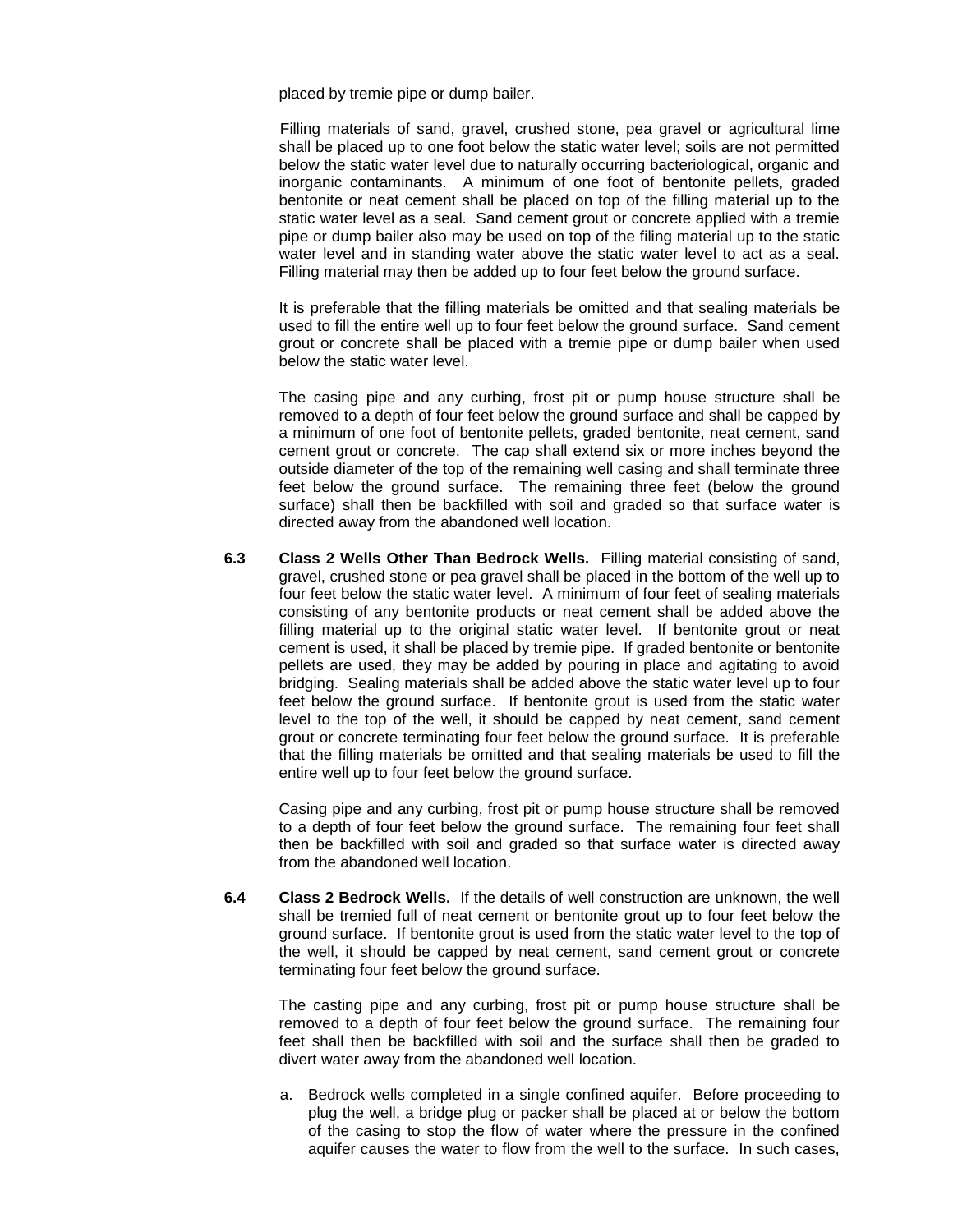placed by tremie pipe or dump bailer.

Filling materials of sand, gravel, crushed stone, pea gravel or agricultural lime shall be placed up to one foot below the static water level; soils are not permitted below the static water level due to naturally occurring bacteriological, organic and inorganic contaminants. A minimum of one foot of bentonite pellets, graded bentonite or neat cement shall be placed on top of the filling material up to the static water level as a seal. Sand cement grout or concrete applied with a tremie pipe or dump bailer also may be used on top of the filing material up to the static water level and in standing water above the static water level to act as a seal. Filling material may then be added up to four feet below the ground surface.

It is preferable that the filling materials be omitted and that sealing materials be used to fill the entire well up to four feet below the ground surface. Sand cement grout or concrete shall be placed with a tremie pipe or dump bailer when used below the static water level.

The casing pipe and any curbing, frost pit or pump house structure shall be removed to a depth of four feet below the ground surface and shall be capped by a minimum of one foot of bentonite pellets, graded bentonite, neat cement, sand cement grout or concrete. The cap shall extend six or more inches beyond the outside diameter of the top of the remaining well casing and shall terminate three feet below the ground surface. The remaining three feet (below the ground surface) shall then be backfilled with soil and graded so that surface water is directed away from the abandoned well location.

**6.3 Class 2 Wells Other Than Bedrock Wells.** Filling material consisting of sand, gravel, crushed stone or pea gravel shall be placed in the bottom of the well up to four feet below the static water level. A minimum of four feet of sealing materials consisting of any bentonite products or neat cement shall be added above the filling material up to the original static water level. If bentonite grout or neat cement is used, it shall be placed by tremie pipe. If graded bentonite or bentonite pellets are used, they may be added by pouring in place and agitating to avoid bridging. Sealing materials shall be added above the static water level up to four feet below the ground surface. If bentonite grout is used from the static water level to the top of the well, it should be capped by neat cement, sand cement grout or concrete terminating four feet below the ground surface. It is preferable that the filling materials be omitted and that sealing materials be used to fill the entire well up to four feet below the ground surface.

Casing pipe and any curbing, frost pit or pump house structure shall be removed to a depth of four feet below the ground surface. The remaining four feet shall then be backfilled with soil and graded so that surface water is directed away from the abandoned well location.

**6.4 Class 2 Bedrock Wells.** If the details of well construction are unknown, the well shall be tremied full of neat cement or bentonite grout up to four feet below the ground surface. If bentonite grout is used from the static water level to the top of the well, it should be capped by neat cement, sand cement grout or concrete terminating four feet below the ground surface.

The casting pipe and any curbing, frost pit or pump house structure shall be removed to a depth of four feet below the ground surface. The remaining four feet shall then be backfilled with soil and the surface shall then be graded to divert water away from the abandoned well location.

a. Bedrock wells completed in a single confined aquifer. Before proceeding to plug the well, a bridge plug or packer shall be placed at or below the bottom of the casing to stop the flow of water where the pressure in the confined aquifer causes the water to flow from the well to the surface. In such cases,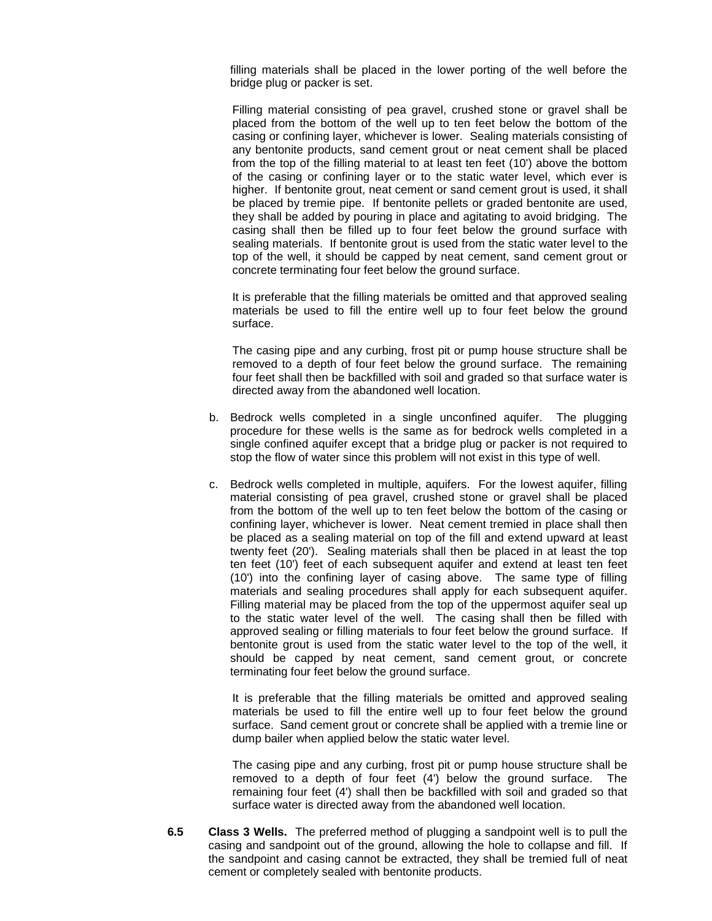filling materials shall be placed in the lower porting of the well before the bridge plug or packer is set.

Filling material consisting of pea gravel, crushed stone or gravel shall be placed from the bottom of the well up to ten feet below the bottom of the casing or confining layer, whichever is lower. Sealing materials consisting of any bentonite products, sand cement grout or neat cement shall be placed from the top of the filling material to at least ten feet (10') above the bottom of the casing or confining layer or to the static water level, which ever is higher. If bentonite grout, neat cement or sand cement grout is used, it shall be placed by tremie pipe. If bentonite pellets or graded bentonite are used, they shall be added by pouring in place and agitating to avoid bridging. The casing shall then be filled up to four feet below the ground surface with sealing materials. If bentonite grout is used from the static water level to the top of the well, it should be capped by neat cement, sand cement grout or concrete terminating four feet below the ground surface.

It is preferable that the filling materials be omitted and that approved sealing materials be used to fill the entire well up to four feet below the ground surface.

The casing pipe and any curbing, frost pit or pump house structure shall be removed to a depth of four feet below the ground surface. The remaining four feet shall then be backfilled with soil and graded so that surface water is directed away from the abandoned well location.

b. Bedrock wells completed in a single unconfined aquifer. The plugging procedure for these wells is the same as for bedrock wells completed in a single confined aquifer except that a bridge plug or packer is not required to stop the flow of water since this problem will not exist in this type of well.

c. Bedrock wells completed in multiple, aquifers. For the lowest aquifer, filling material consisting of pea gravel, crushed stone or gravel shall be placed from the bottom of the well up to ten feet below the bottom of the casing or confining layer, whichever is lower. Neat cement tremied in place shall then be placed as a sealing material on top of the fill and extend upward at least twenty feet (20'). Sealing materials shall then be placed in at least the top ten feet (10') feet of each subsequent aquifer and extend at least ten feet (10') into the confining layer of casing above. The same type of filling materials and sealing procedures shall apply for each subsequent aquifer. Filling material may be placed from the top of the uppermost aquifer seal up to the static water level of the well. The casing shall then be filled with approved sealing or filling materials to four feet below the ground surface. If bentonite grout is used from the static water level to the top of the well, it should be capped by neat cement, sand cement grout, or concrete terminating four feet below the ground surface.

   It is preferable that the filling materials be omitted and approved sealing materials be used to fill the entire well up to four feet below the ground surface. Sand cement grout or concrete shall be applied with a tremie line or dump bailer when applied below the static water level.

   The casing pipe and any curbing, frost pit or pump house structure shall be removed to a depth of four feet (4') below the ground surface. The remaining four feet (4') shall then be backfilled with soil and graded so that surface water is directed away from the abandoned well location.

**6.5 Class 3 Wells.** The preferred method of plugging a sandpoint well is to pull the casing and sandpoint out of the ground, allowing the hole to collapse and fill. If the sandpoint and casing cannot be extracted, they shall be tremied full of neat cement or completely sealed with bentonite products.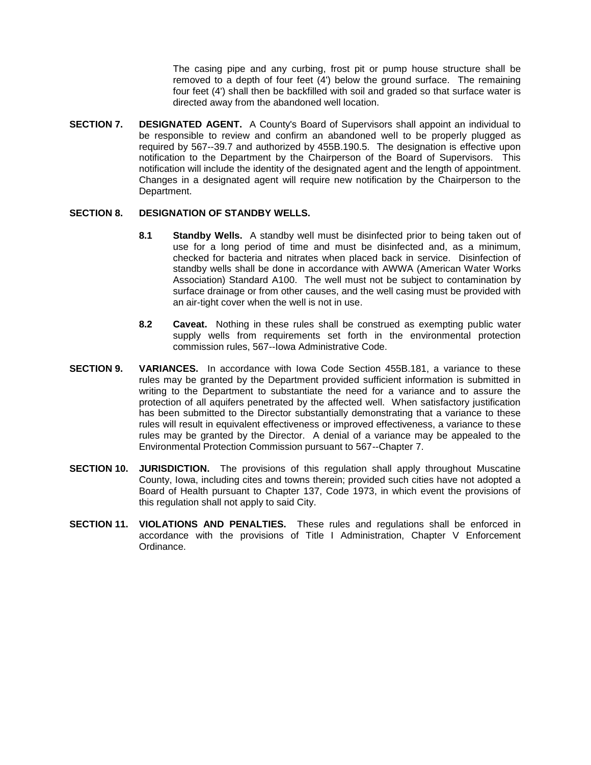The casing pipe and any curbing, frost pit or pump house structure shall be removed to a depth of four feet (4') below the ground surface. The remaining four feet (4') shall then be backfilled with soil and graded so that surface water is directed away from the abandoned well location.

**SECTION 7. DESIGNATED AGENT.** A County's Board of Supervisors shall appoint an individual to be responsible to review and confirm an abandoned well to be properly plugged as required by 567--39.7 and authorized by 455B.190.5. The designation is effective upon notification to the Department by the Chairperson of the Board of Supervisors. This notification will include the identity of the designated agent and the length of appointment. Changes in a designated agent will require new notification by the Chairperson to the Department.

**SECTION 8. DESIGNATION OF STANDBY WELLS.**

**8.1 Standby Wells.** A standby well must be disinfected prior to being taken out of use for a long period of time and must be disinfected and, as a minimum, checked for bacteria and nitrates when placed back in service. Disinfection of standby wells shall be done in accordance with AWWA (American Water Works Association) Standard A100. The well must not be subject to contamination by surface drainage or from other causes, and the well casing must be provided with an air-tight cover when the well is not in use.

**8.2 Caveat.** Nothing in these rules shall be construed as exempting public water supply wells from requirements set forth in the environmental protection commission rules, 567--Iowa Administrative Code.

**SECTION 9. VARIANCES.** In accordance with Iowa Code Section 455B.181, a variance to these rules may be granted by the Department provided sufficient information is submitted in writing to the Department to substantiate the need for a variance and to assure the protection of all aquifers penetrated by the affected well. When satisfactory justification has been submitted to the Director substantially demonstrating that a variance to these rules will result in equivalent effectiveness or improved effectiveness, a variance to these rules may be granted by the Director. A denial of a variance may be appealed to the Environmental Protection Commission pursuant to 567--Chapter 7.

**SECTION 10. JURISDICTION.** The provisions of this regulation shall apply throughout Muscatine County, Iowa, including cites and towns therein; provided such cities have not adopted a Board of Health pursuant to Chapter 137, Code 1973, in which event the provisions of this regulation shall not apply to said City.

**SECTION 11. VIOLATIONS AND PENALTIES.** These rules and regulations shall be enforced in accordance with the provisions of Title I Administration, Chapter V Enforcement Ordinance.